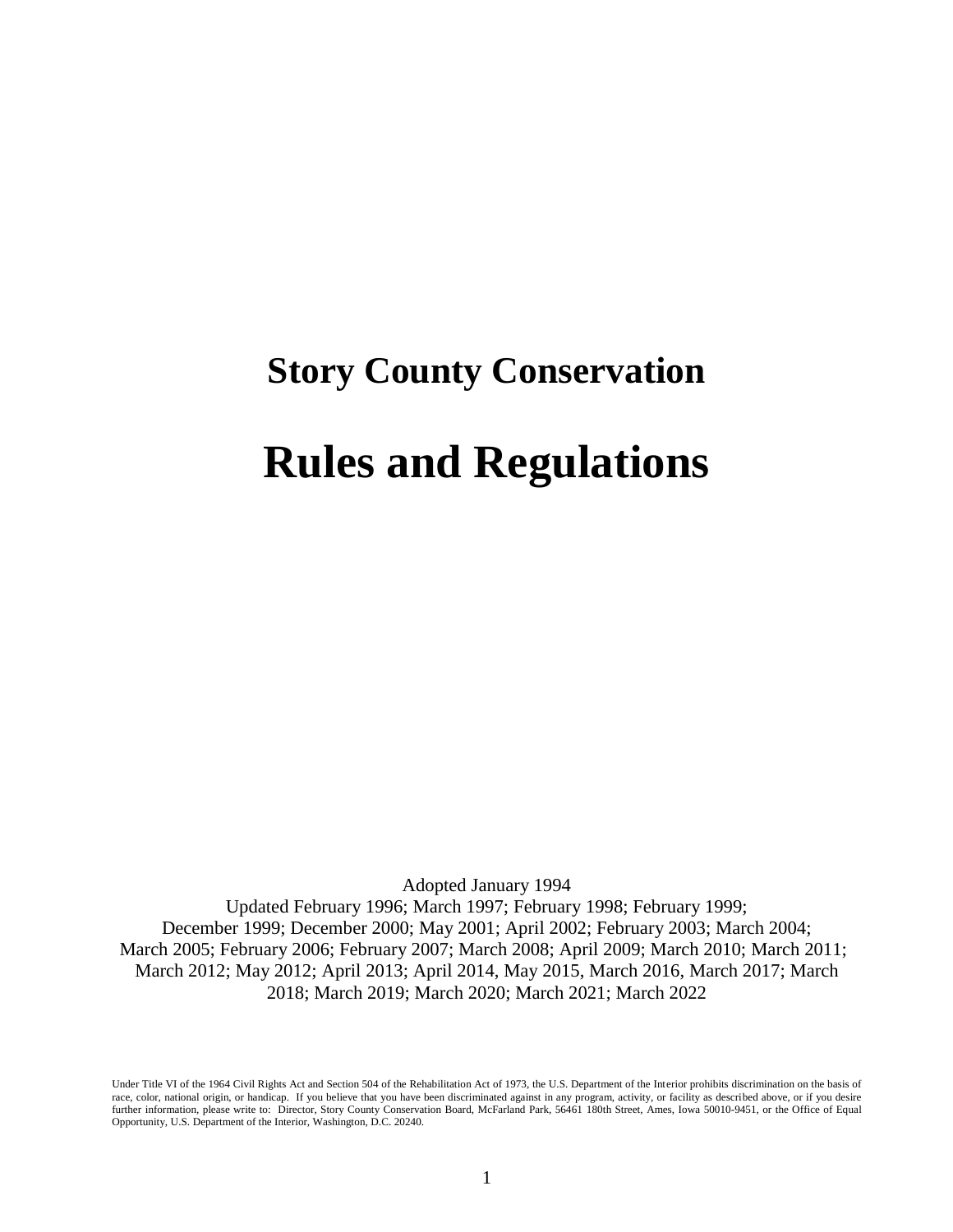# Story County Conservation

# Rules and Regulations

Adopted January 1994

Updated February 1996; March 1997; February 1998; February 1999; December 1999; December 2000; May 2001; April 2002; February 2003; March 2004; March 2005; February 2006; February 2007; March 2008; April 2009; March 2010; March 2011; March 2012; May 2012; April 2013; April 2014, May 2015, March 2016, March 2017; March 2018; March 2019; March 2020; March 2021; March 2022

Under Title VI of the 1964 Civil Rights Act and Section 504 of the Rehabilitation Act of 1973, the U.S. Department of the Interior prohibits discrimination on the basis of race, color, national origin, or handicap. If you believe that you have been discriminated against in any program, activity, or facility as described above, or if you desire further information, please write to: Director, Story County Conservation Board, McFarland Park, 56461 180th Street, Ames, Iowa 50010-9451, or the Office of Equal Opportunity, U.S. Department of the Interior, Washington, D.C. 20240.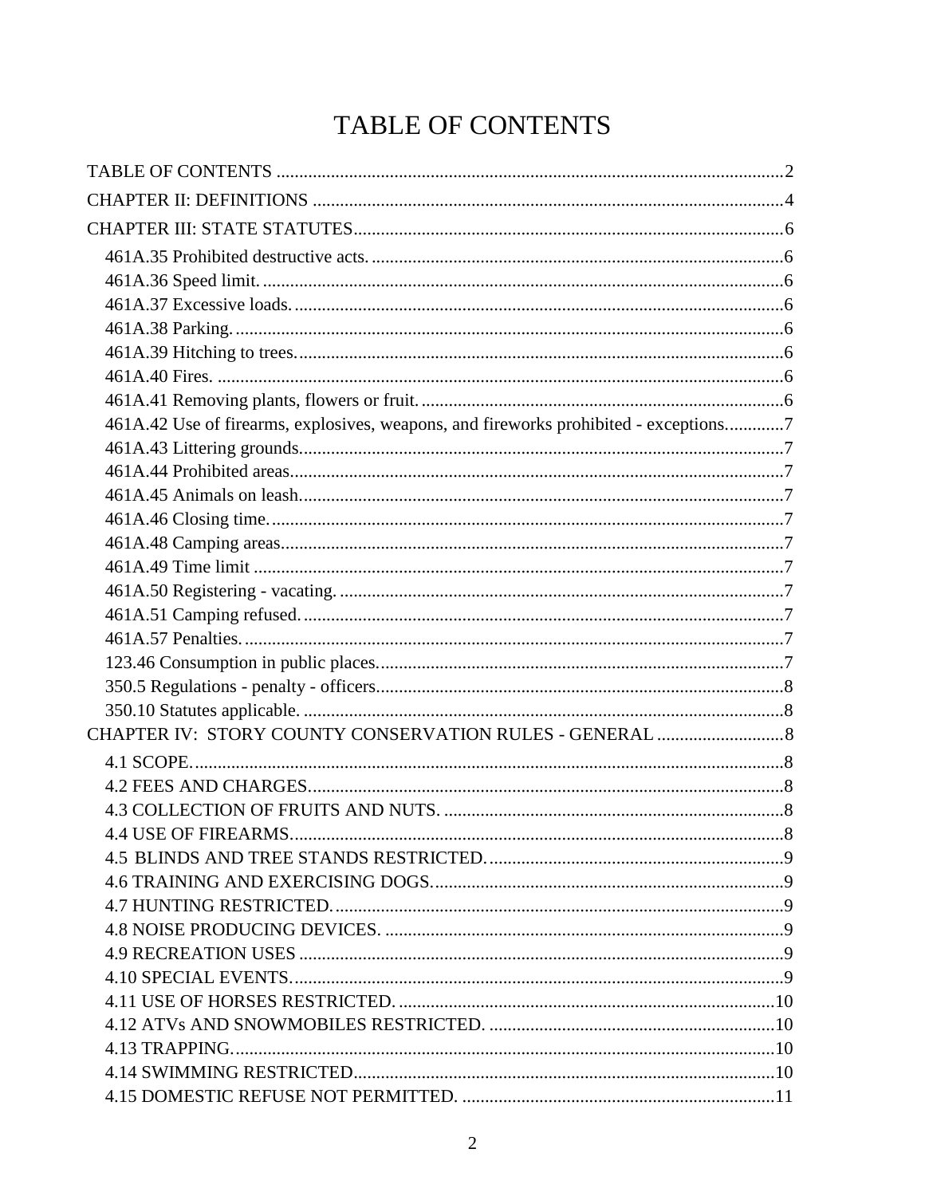# TABLE OF CONTENTS

TABLE OF CONTENTS ........................................................................................................2

CHAPTER II: DEFINITIONS ..............................................................................................4

CHAPTER III: STATE STATUTES......................................................................................6

- 461A.35 Prohibited destructive acts. .........................................................................6
- 461A.36 Speed limit. ..................................................................................................6
- 461A.37 Excessive loads. ..........................................................................................6
- 461A.38 Parking. ........................................................................................................6
- 461A.39 Hitching to trees. .........................................................................................6
- 461A.40 Fires. ............................................................................................................6
- 461A.41 Removing plants, flowers or fruit. ..............................................................6
- 461A.42 Use of firearms, explosives, weapons, and fireworks prohibited - exceptions............7
- 461A.43 Littering grounds..........................................................................................7
- 461A.44 Prohibited areas............................................................................................7
- 461A.45 Animals on leash..........................................................................................7
- 461A.46 Closing time. ................................................................................................7
- 461A.48 Camping areas..............................................................................................7
- 461A.49 Time limit ....................................................................................................7
- 461A.50 Registering - vacating. .................................................................................7
- 461A.51 Camping refused. .........................................................................................7
- 461A.57 Penalties. ......................................................................................................7
- 123.46 Consumption in public places. .........................................................................7
- 350.5 Regulations - penalty - officers..........................................................................8
- 350.10 Statutes applicable. ..........................................................................................8

CHAPTER IV: STORY COUNTY CONSERVATION RULES - GENERAL ............................8

- 4.1 SCOPE. ..................................................................................................................8
- 4.2 FEES AND CHARGES.........................................................................................8
- 4.3 COLLECTION OF FRUITS AND NUTS. ...........................................................8
- 4.4 USE OF FIREARMS. ...........................................................................................8
- 4.5 BLINDS AND TREE STANDS RESTRICTED. .................................................9
- 4.6 TRAINING AND EXERCISING DOGS. ............................................................9
- 4.7 HUNTING RESTRICTED. ..................................................................................9
- 4.8 NOISE PRODUCING DEVICES. ........................................................................9
- 4.9 RECREATION USES ..........................................................................................9
- 4.10 SPECIAL EVENTS. ............................................................................................9
- 4.11 USE OF HORSES RESTRICTED. ...................................................................10
- 4.12 ATVs AND SNOWMOBILES RESTRICTED. ...............................................10
- 4.13 TRAPPING. .......................................................................................................10
- 4.14 SWIMMING RESTRICTED.............................................................................10
- 4.15 DOMESTIC REFUSE NOT PERMITTED. .....................................................11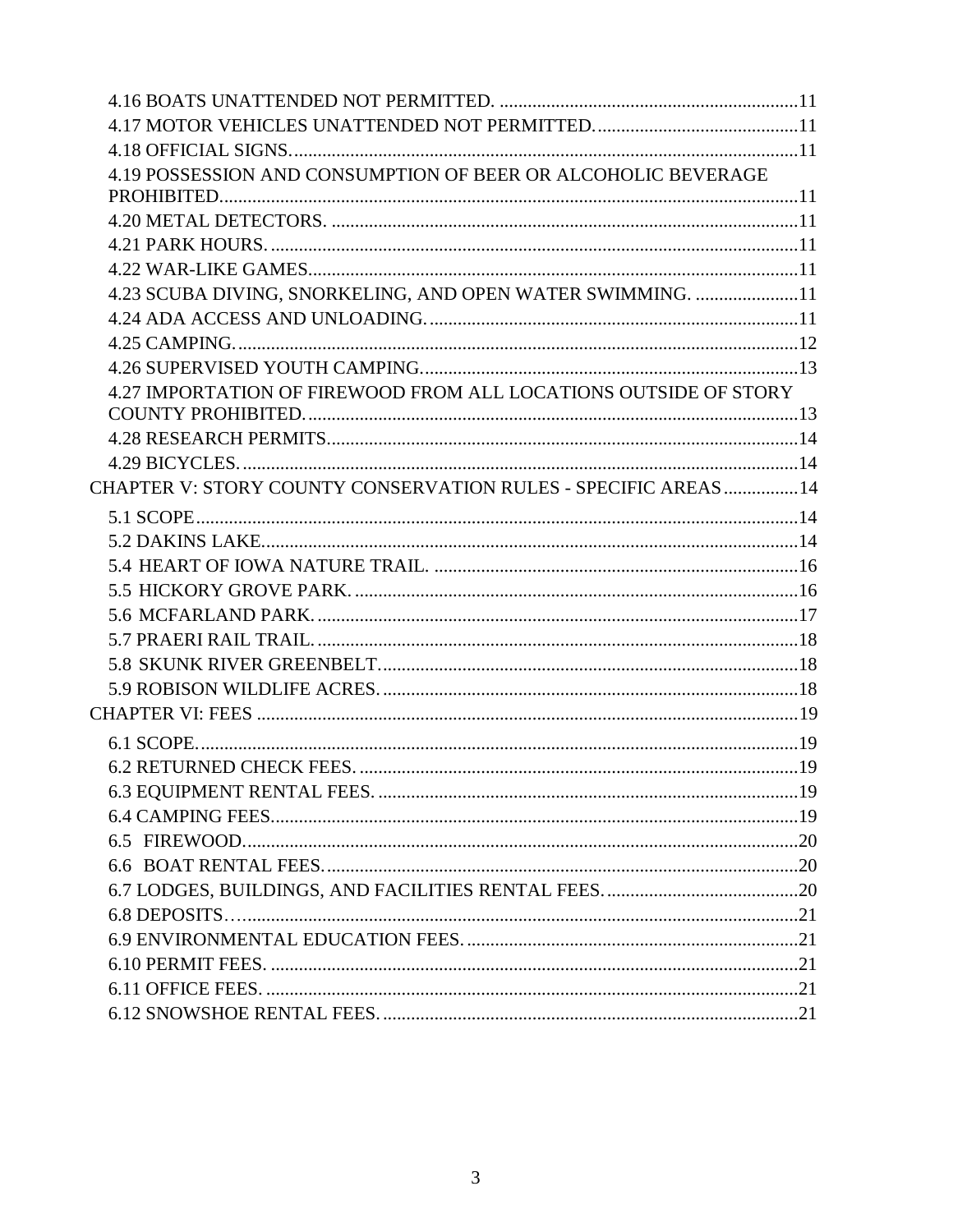4.16 BOATS UNATTENDED NOT PERMITTED. ....11

4.17 MOTOR VEHICLES UNATTENDED NOT PERMITTED....11

4.18 OFFICIAL SIGNS....11

4.19 POSSESSION AND CONSUMPTION OF BEER OR ALCOHOLIC BEVERAGE PROHIBITED....11

4.20 METAL DETECTORS. ....11

4.21 PARK HOURS. ....11

4.22 WAR-LIKE GAMES....11

4.23 SCUBA DIVING, SNORKELING, AND OPEN WATER SWIMMING. ....11

4.24 ADA ACCESS AND UNLOADING. ....11

4.25 CAMPING. ....12

4.26 SUPERVISED YOUTH CAMPING....13

4.27 IMPORTATION OF FIREWOOD FROM ALL LOCATIONS OUTSIDE OF STORY COUNTY PROHIBITED. ....13

4.28 RESEARCH PERMITS....14

4.29 BICYCLES. ....14

CHAPTER V: STORY COUNTY CONSERVATION RULES - SPECIFIC AREAS....14

5.1 SCOPE....14

5.2 DAKINS LAKE....14

5.4 HEART OF IOWA NATURE TRAIL. ....16

5.5 HICKORY GROVE PARK. ....16

5.6 MCFARLAND PARK. ....17

5.7 PRAERI RAIL TRAIL. ....18

5.8 SKUNK RIVER GREENBELT....18

5.9 ROBISON WILDLIFE ACRES. ....18

CHAPTER VI: FEES ....19

6.1 SCOPE. ....19

6.2 RETURNED CHECK FEES. ....19

6.3 EQUIPMENT RENTAL FEES. ....19

6.4 CAMPING FEES....19

6.5 FIREWOOD. ....20

6.6 BOAT RENTAL FEES. ....20

6.7 LODGES, BUILDINGS, AND FACILITIES RENTAL FEES. ....20

6.8 DEPOSITS…....21

6.9 ENVIRONMENTAL EDUCATION FEES. ....21

6.10 PERMIT FEES. ....21

6.11 OFFICE FEES. ....21

6.12 SNOWSHOE RENTAL FEES. ....21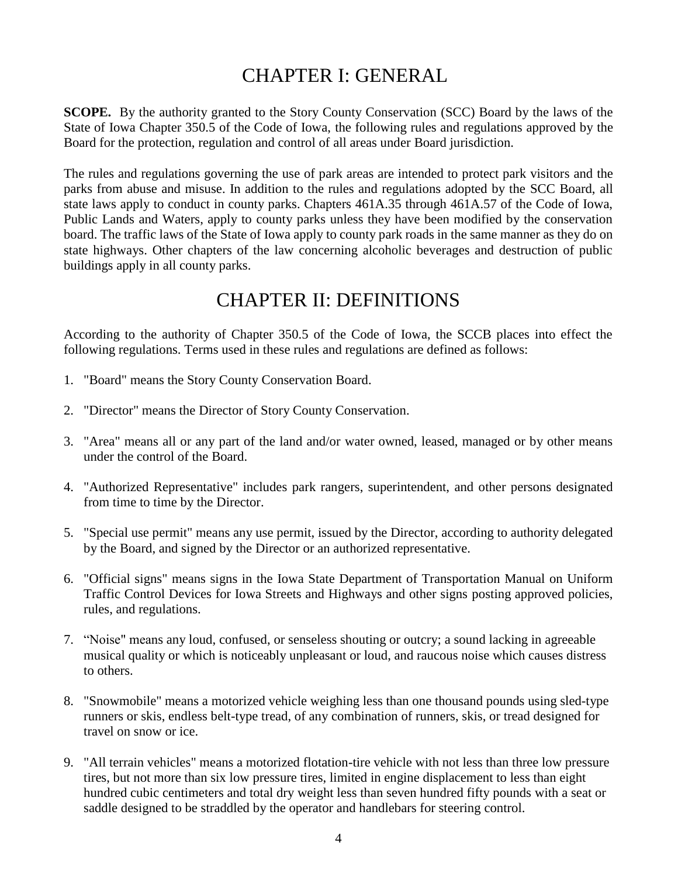# CHAPTER I: GENERAL

**SCOPE.** By the authority granted to the Story County Conservation (SCC) Board by the laws of the State of Iowa Chapter 350.5 of the Code of Iowa, the following rules and regulations approved by the Board for the protection, regulation and control of all areas under Board jurisdiction.

The rules and regulations governing the use of park areas are intended to protect park visitors and the parks from abuse and misuse. In addition to the rules and regulations adopted by the SCC Board, all state laws apply to conduct in county parks. Chapters 461A.35 through 461A.57 of the Code of Iowa, Public Lands and Waters, apply to county parks unless they have been modified by the conservation board. The traffic laws of the State of Iowa apply to county park roads in the same manner as they do on state highways. Other chapters of the law concerning alcoholic beverages and destruction of public buildings apply in all county parks.

# CHAPTER II: DEFINITIONS

According to the authority of Chapter 350.5 of the Code of Iowa, the SCCB places into effect the following regulations. Terms used in these rules and regulations are defined as follows:

1. "Board" means the Story County Conservation Board.

2. "Director" means the Director of Story County Conservation.

3. "Area" means all or any part of the land and/or water owned, leased, managed or by other means under the control of the Board.

4. "Authorized Representative" includes park rangers, superintendent, and other persons designated from time to time by the Director.

5. "Special use permit" means any use permit, issued by the Director, according to authority delegated by the Board, and signed by the Director or an authorized representative.

6. "Official signs" means signs in the Iowa State Department of Transportation Manual on Uniform Traffic Control Devices for Iowa Streets and Highways and other signs posting approved policies, rules, and regulations.

7. "Noise" means any loud, confused, or senseless shouting or outcry; a sound lacking in agreeable musical quality or which is noticeably unpleasant or loud, and raucous noise which causes distress to others.

8. "Snowmobile" means a motorized vehicle weighing less than one thousand pounds using sled-type runners or skis, endless belt-type tread, of any combination of runners, skis, or tread designed for travel on snow or ice.

9. "All terrain vehicles" means a motorized flotation-tire vehicle with not less than three low pressure tires, but not more than six low pressure tires, limited in engine displacement to less than eight hundred cubic centimeters and total dry weight less than seven hundred fifty pounds with a seat or saddle designed to be straddled by the operator and handlebars for steering control.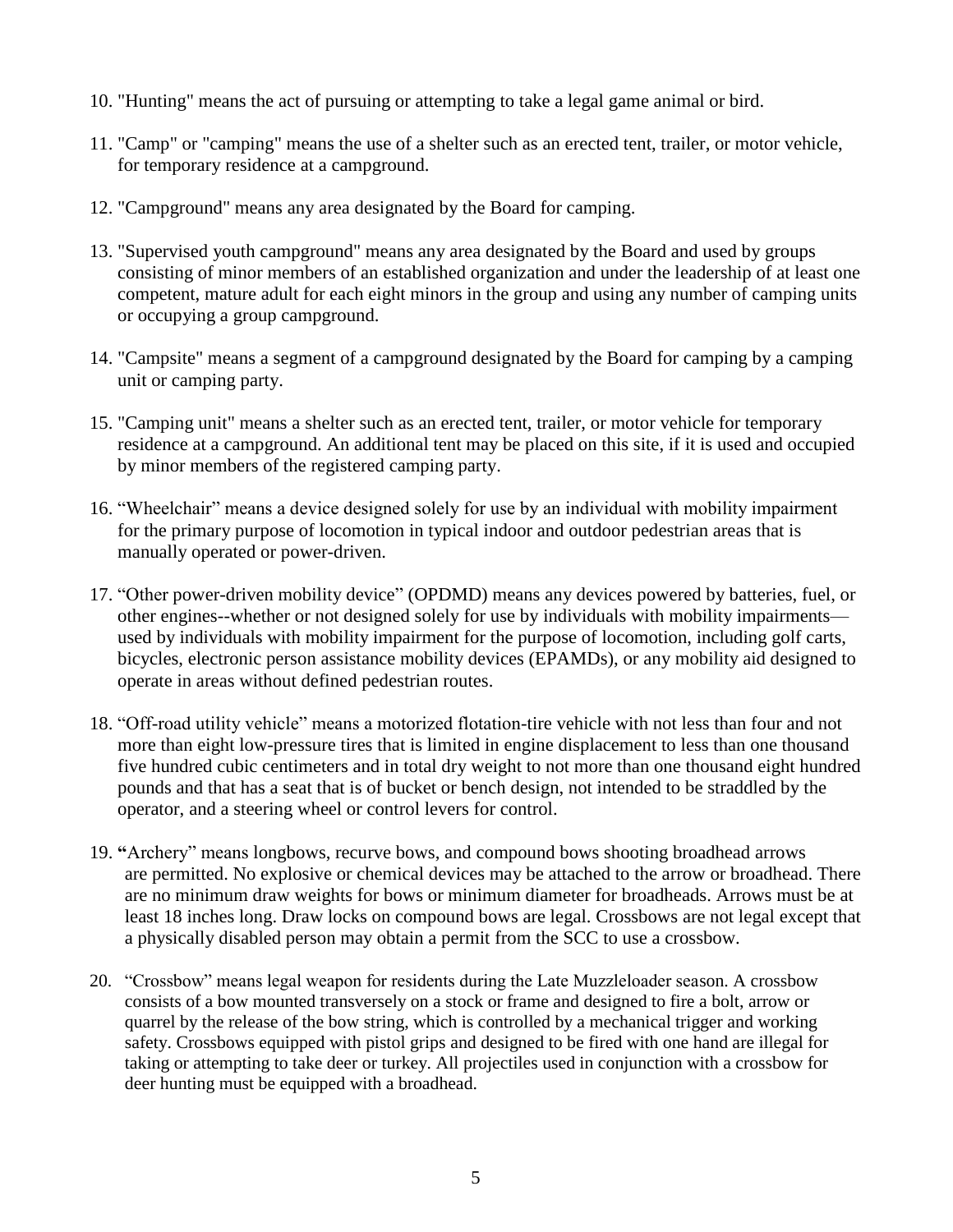10. "Hunting" means the act of pursuing or attempting to take a legal game animal or bird.

11. "Camp" or "camping" means the use of a shelter such as an erected tent, trailer, or motor vehicle, for temporary residence at a campground.

12. "Campground" means any area designated by the Board for camping.

13. "Supervised youth campground" means any area designated by the Board and used by groups consisting of minor members of an established organization and under the leadership of at least one competent, mature adult for each eight minors in the group and using any number of camping units or occupying a group campground.

14. "Campsite" means a segment of a campground designated by the Board for camping by a camping unit or camping party.

15. "Camping unit" means a shelter such as an erected tent, trailer, or motor vehicle for temporary residence at a campground. An additional tent may be placed on this site, if it is used and occupied by minor members of the registered camping party.

16. "Wheelchair" means a device designed solely for use by an individual with mobility impairment for the primary purpose of locomotion in typical indoor and outdoor pedestrian areas that is manually operated or power-driven.

17. "Other power-driven mobility device" (OPDMD) means any devices powered by batteries, fuel, or other engines--whether or not designed solely for use by individuals with mobility impairments—used by individuals with mobility impairment for the purpose of locomotion, including golf carts, bicycles, electronic person assistance mobility devices (EPAMDs), or any mobility aid designed to operate in areas without defined pedestrian routes.

18. "Off-road utility vehicle" means a motorized flotation-tire vehicle with not less than four and not more than eight low-pressure tires that is limited in engine displacement to less than one thousand five hundred cubic centimeters and in total dry weight to not more than one thousand eight hundred pounds and that has a seat that is of bucket or bench design, not intended to be straddled by the operator, and a steering wheel or control levers for control.

19. **"**Archery" means longbows, recurve bows, and compound bows shooting broadhead arrows are permitted. No explosive or chemical devices may be attached to the arrow or broadhead. There are no minimum draw weights for bows or minimum diameter for broadheads. Arrows must be at least 18 inches long. Draw locks on compound bows are legal. Crossbows are not legal except that a physically disabled person may obtain a permit from the SCC to use a crossbow.

20. "Crossbow" means legal weapon for residents during the Late Muzzleloader season. A crossbow consists of a bow mounted transversely on a stock or frame and designed to fire a bolt, arrow or quarrel by the release of the bow string, which is controlled by a mechanical trigger and working safety. Crossbows equipped with pistol grips and designed to be fired with one hand are illegal for taking or attempting to take deer or turkey. All projectiles used in conjunction with a crossbow for deer hunting must be equipped with a broadhead.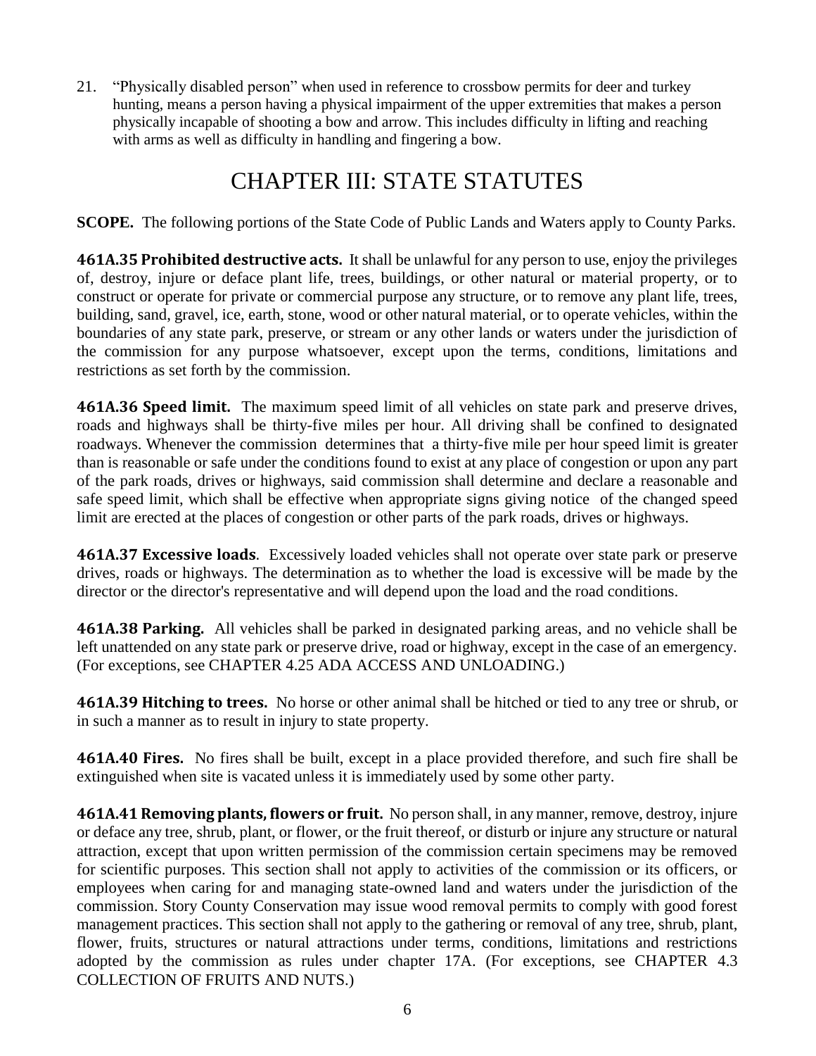21. "Physically disabled person" when used in reference to crossbow permits for deer and turkey hunting, means a person having a physical impairment of the upper extremities that makes a person physically incapable of shooting a bow and arrow. This includes difficulty in lifting and reaching with arms as well as difficulty in handling and fingering a bow.

# CHAPTER III: STATE STATUTES

**SCOPE.** The following portions of the State Code of Public Lands and Waters apply to County Parks.

**461A.35 Prohibited destructive acts.** It shall be unlawful for any person to use, enjoy the privileges of, destroy, injure or deface plant life, trees, buildings, or other natural or material property, or to construct or operate for private or commercial purpose any structure, or to remove any plant life, trees, building, sand, gravel, ice, earth, stone, wood or other natural material, or to operate vehicles, within the boundaries of any state park, preserve, or stream or any other lands or waters under the jurisdiction of the commission for any purpose whatsoever, except upon the terms, conditions, limitations and restrictions as set forth by the commission.

**461A.36 Speed limit.** The maximum speed limit of all vehicles on state park and preserve drives, roads and highways shall be thirty-five miles per hour. All driving shall be confined to designated roadways. Whenever the commission determines that a thirty-five mile per hour speed limit is greater than is reasonable or safe under the conditions found to exist at any place of congestion or upon any part of the park roads, drives or highways, said commission shall determine and declare a reasonable and safe speed limit, which shall be effective when appropriate signs giving notice of the changed speed limit are erected at the places of congestion or other parts of the park roads, drives or highways.

**461A.37 Excessive loads**. Excessively loaded vehicles shall not operate over state park or preserve drives, roads or highways. The determination as to whether the load is excessive will be made by the director or the director's representative and will depend upon the load and the road conditions.

**461A.38 Parking.** All vehicles shall be parked in designated parking areas, and no vehicle shall be left unattended on any state park or preserve drive, road or highway, except in the case of an emergency. (For exceptions, see CHAPTER 4.25 ADA ACCESS AND UNLOADING.)

**461A.39 Hitching to trees.** No horse or other animal shall be hitched or tied to any tree or shrub, or in such a manner as to result in injury to state property.

**461A.40 Fires.** No fires shall be built, except in a place provided therefore, and such fire shall be extinguished when site is vacated unless it is immediately used by some other party.

**461A.41 Removing plants, flowers or fruit.** No person shall, in any manner, remove, destroy, injure or deface any tree, shrub, plant, or flower, or the fruit thereof, or disturb or injure any structure or natural attraction, except that upon written permission of the commission certain specimens may be removed for scientific purposes. This section shall not apply to activities of the commission or its officers, or employees when caring for and managing state-owned land and waters under the jurisdiction of the commission. Story County Conservation may issue wood removal permits to comply with good forest management practices. This section shall not apply to the gathering or removal of any tree, shrub, plant, flower, fruits, structures or natural attractions under terms, conditions, limitations and restrictions adopted by the commission as rules under chapter 17A. (For exceptions, see CHAPTER 4.3 COLLECTION OF FRUITS AND NUTS.)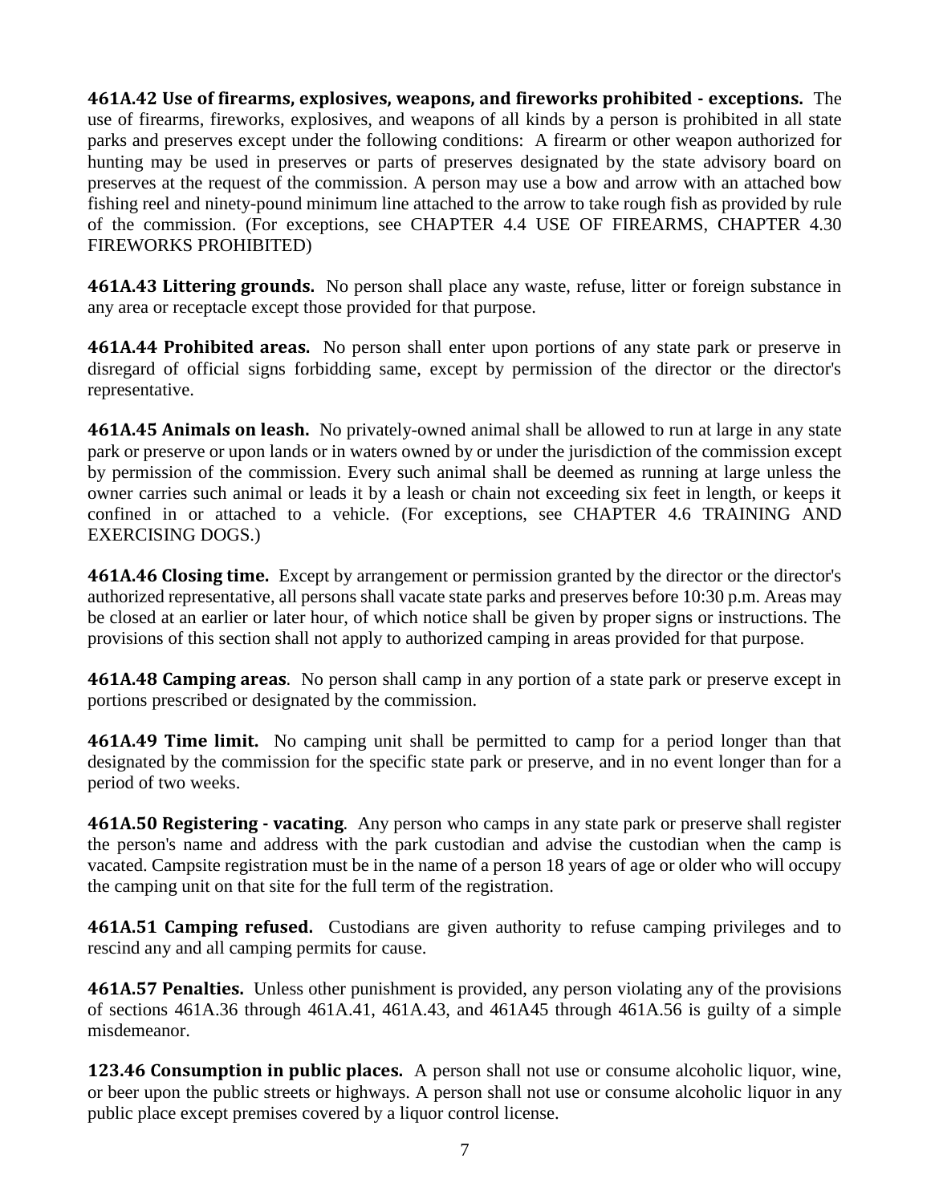**461A.42 Use of firearms, explosives, weapons, and fireworks prohibited - exceptions.** The use of firearms, fireworks, explosives, and weapons of all kinds by a person is prohibited in all state parks and preserves except under the following conditions: A firearm or other weapon authorized for hunting may be used in preserves or parts of preserves designated by the state advisory board on preserves at the request of the commission. A person may use a bow and arrow with an attached bow fishing reel and ninety-pound minimum line attached to the arrow to take rough fish as provided by rule of the commission. (For exceptions, see CHAPTER 4.4 USE OF FIREARMS, CHAPTER 4.30 FIREWORKS PROHIBITED)

**461A.43 Littering grounds.** No person shall place any waste, refuse, litter or foreign substance in any area or receptacle except those provided for that purpose.

**461A.44 Prohibited areas.** No person shall enter upon portions of any state park or preserve in disregard of official signs forbidding same, except by permission of the director or the director's representative.

**461A.45 Animals on leash.** No privately-owned animal shall be allowed to run at large in any state park or preserve or upon lands or in waters owned by or under the jurisdiction of the commission except by permission of the commission. Every such animal shall be deemed as running at large unless the owner carries such animal or leads it by a leash or chain not exceeding six feet in length, or keeps it confined in or attached to a vehicle. (For exceptions, see CHAPTER 4.6 TRAINING AND EXERCISING DOGS.)

**461A.46 Closing time.** Except by arrangement or permission granted by the director or the director's authorized representative, all persons shall vacate state parks and preserves before 10:30 p.m. Areas may be closed at an earlier or later hour, of which notice shall be given by proper signs or instructions. The provisions of this section shall not apply to authorized camping in areas provided for that purpose.

**461A.48 Camping areas**. No person shall camp in any portion of a state park or preserve except in portions prescribed or designated by the commission.

**461A.49 Time limit.** No camping unit shall be permitted to camp for a period longer than that designated by the commission for the specific state park or preserve, and in no event longer than for a period of two weeks.

**461A.50 Registering - vacating**. Any person who camps in any state park or preserve shall register the person's name and address with the park custodian and advise the custodian when the camp is vacated. Campsite registration must be in the name of a person 18 years of age or older who will occupy the camping unit on that site for the full term of the registration.

**461A.51 Camping refused.** Custodians are given authority to refuse camping privileges and to rescind any and all camping permits for cause.

**461A.57 Penalties.** Unless other punishment is provided, any person violating any of the provisions of sections 461A.36 through 461A.41, 461A.43, and 461A45 through 461A.56 is guilty of a simple misdemeanor.

**123.46 Consumption in public places.** A person shall not use or consume alcoholic liquor, wine, or beer upon the public streets or highways. A person shall not use or consume alcoholic liquor in any public place except premises covered by a liquor control license.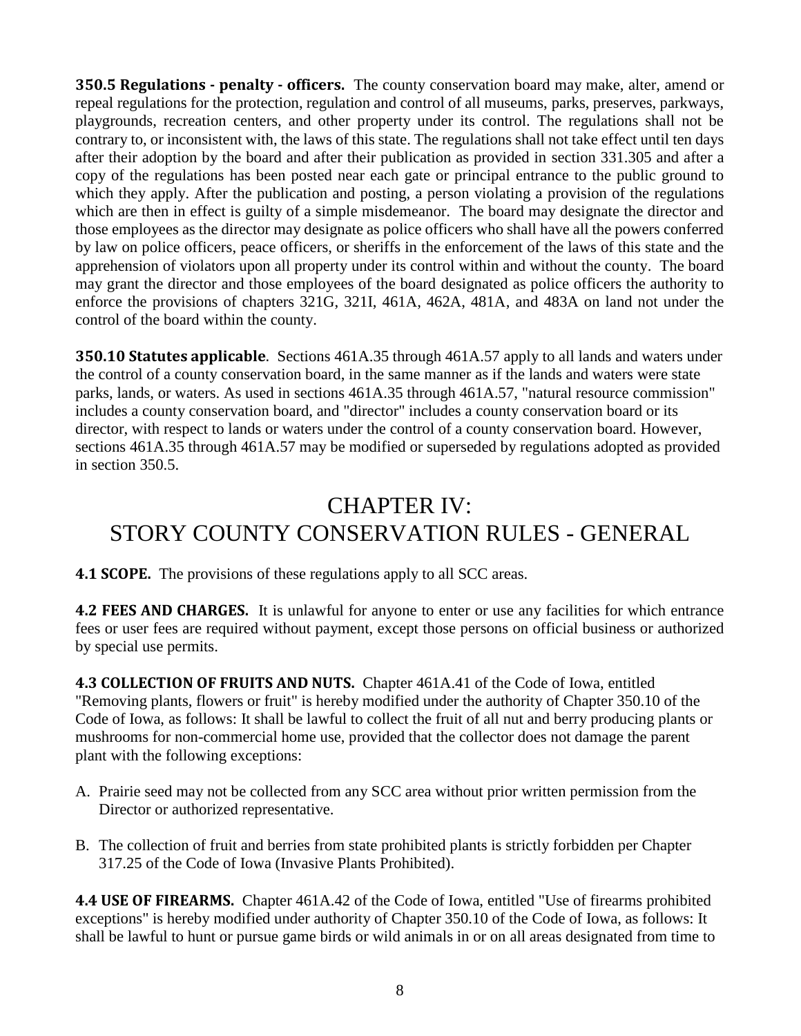**350.5 Regulations - penalty - officers.** The county conservation board may make, alter, amend or repeal regulations for the protection, regulation and control of all museums, parks, preserves, parkways, playgrounds, recreation centers, and other property under its control. The regulations shall not be contrary to, or inconsistent with, the laws of this state. The regulations shall not take effect until ten days after their adoption by the board and after their publication as provided in section 331.305 and after a copy of the regulations has been posted near each gate or principal entrance to the public ground to which they apply. After the publication and posting, a person violating a provision of the regulations which are then in effect is guilty of a simple misdemeanor. The board may designate the director and those employees as the director may designate as police officers who shall have all the powers conferred by law on police officers, peace officers, or sheriffs in the enforcement of the laws of this state and the apprehension of violators upon all property under its control within and without the county. The board may grant the director and those employees of the board designated as police officers the authority to enforce the provisions of chapters 321G, 321I, 461A, 462A, 481A, and 483A on land not under the control of the board within the county.

**350.10 Statutes applicable**. Sections 461A.35 through 461A.57 apply to all lands and waters under the control of a county conservation board, in the same manner as if the lands and waters were state parks, lands, or waters. As used in sections 461A.35 through 461A.57, "natural resource commission" includes a county conservation board, and "director" includes a county conservation board or its director, with respect to lands or waters under the control of a county conservation board. However, sections 461A.35 through 461A.57 may be modified or superseded by regulations adopted as provided in section 350.5.

# CHAPTER IV:
# STORY COUNTY CONSERVATION RULES - GENERAL

**4.1 SCOPE.** The provisions of these regulations apply to all SCC areas.

**4.2 FEES AND CHARGES.** It is unlawful for anyone to enter or use any facilities for which entrance fees or user fees are required without payment, except those persons on official business or authorized by special use permits.

**4.3 COLLECTION OF FRUITS AND NUTS.** Chapter 461A.41 of the Code of Iowa, entitled "Removing plants, flowers or fruit" is hereby modified under the authority of Chapter 350.10 of the Code of Iowa, as follows: It shall be lawful to collect the fruit of all nut and berry producing plants or mushrooms for non-commercial home use, provided that the collector does not damage the parent plant with the following exceptions:

A. Prairie seed may not be collected from any SCC area without prior written permission from the Director or authorized representative.

B. The collection of fruit and berries from state prohibited plants is strictly forbidden per Chapter 317.25 of the Code of Iowa (Invasive Plants Prohibited).

**4.4 USE OF FIREARMS.** Chapter 461A.42 of the Code of Iowa, entitled "Use of firearms prohibited exceptions" is hereby modified under authority of Chapter 350.10 of the Code of Iowa, as follows: It shall be lawful to hunt or pursue game birds or wild animals in or on all areas designated from time to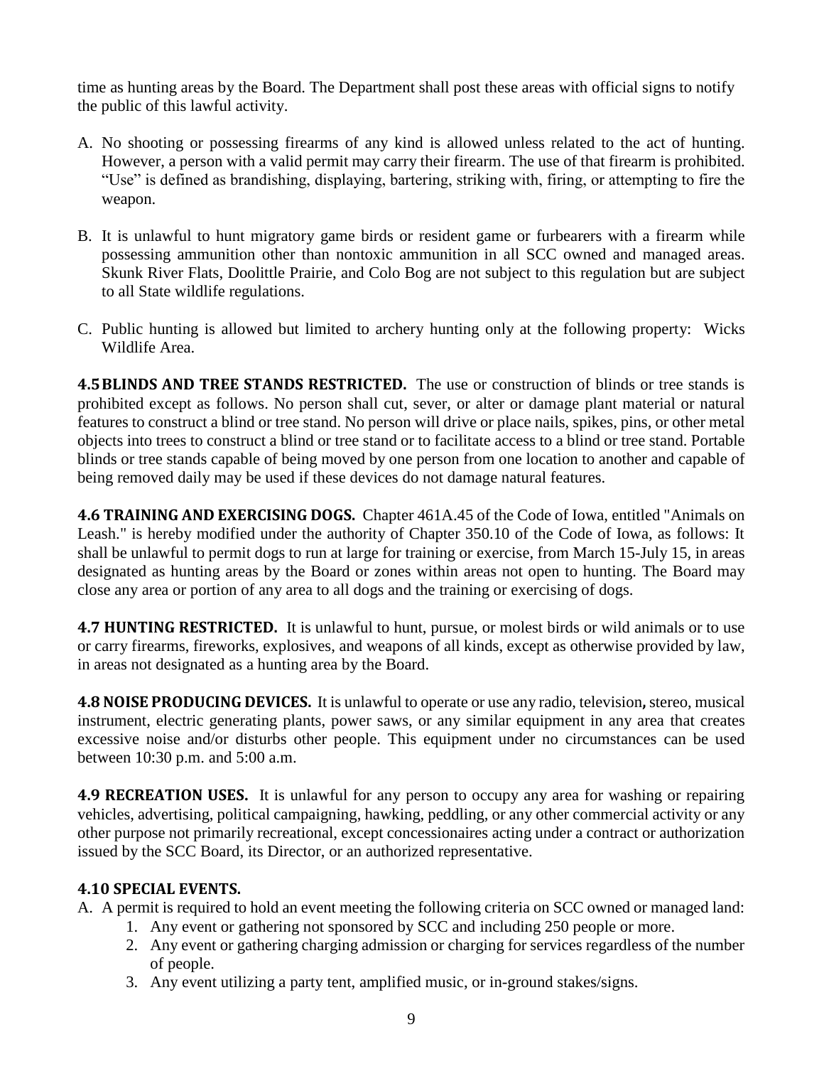time as hunting areas by the Board. The Department shall post these areas with official signs to notify the public of this lawful activity.

A. No shooting or possessing firearms of any kind is allowed unless related to the act of hunting. However, a person with a valid permit may carry their firearm. The use of that firearm is prohibited. "Use" is defined as brandishing, displaying, bartering, striking with, firing, or attempting to fire the weapon.

B. It is unlawful to hunt migratory game birds or resident game or furbearers with a firearm while possessing ammunition other than nontoxic ammunition in all SCC owned and managed areas. Skunk River Flats, Doolittle Prairie, and Colo Bog are not subject to this regulation but are subject to all State wildlife regulations.

C. Public hunting is allowed but limited to archery hunting only at the following property: Wicks Wildlife Area.

**4.5 BLINDS AND TREE STANDS RESTRICTED.** The use or construction of blinds or tree stands is prohibited except as follows. No person shall cut, sever, or alter or damage plant material or natural features to construct a blind or tree stand. No person will drive or place nails, spikes, pins, or other metal objects into trees to construct a blind or tree stand or to facilitate access to a blind or tree stand. Portable blinds or tree stands capable of being moved by one person from one location to another and capable of being removed daily may be used if these devices do not damage natural features.

**4.6 TRAINING AND EXERCISING DOGS.** Chapter 461A.45 of the Code of Iowa, entitled "Animals on Leash." is hereby modified under the authority of Chapter 350.10 of the Code of Iowa, as follows: It shall be unlawful to permit dogs to run at large for training or exercise, from March 15-July 15, in areas designated as hunting areas by the Board or zones within areas not open to hunting. The Board may close any area or portion of any area to all dogs and the training or exercising of dogs.

**4.7 HUNTING RESTRICTED.** It is unlawful to hunt, pursue, or molest birds or wild animals or to use or carry firearms, fireworks, explosives, and weapons of all kinds, except as otherwise provided by law, in areas not designated as a hunting area by the Board.

**4.8 NOISE PRODUCING DEVICES.** It is unlawful to operate or use any radio, television**,** stereo, musical instrument, electric generating plants, power saws, or any similar equipment in any area that creates excessive noise and/or disturbs other people. This equipment under no circumstances can be used between 10:30 p.m. and 5:00 a.m.

**4.9 RECREATION USES.** It is unlawful for any person to occupy any area for washing or repairing vehicles, advertising, political campaigning, hawking, peddling, or any other commercial activity or any other purpose not primarily recreational, except concessionaires acting under a contract or authorization issued by the SCC Board, its Director, or an authorized representative.

**4.10 SPECIAL EVENTS.**

A. A permit is required to hold an event meeting the following criteria on SCC owned or managed land:
   1. Any event or gathering not sponsored by SCC and including 250 people or more.
   2. Any event or gathering charging admission or charging for services regardless of the number of people.
   3. Any event utilizing a party tent, amplified music, or in-ground stakes/signs.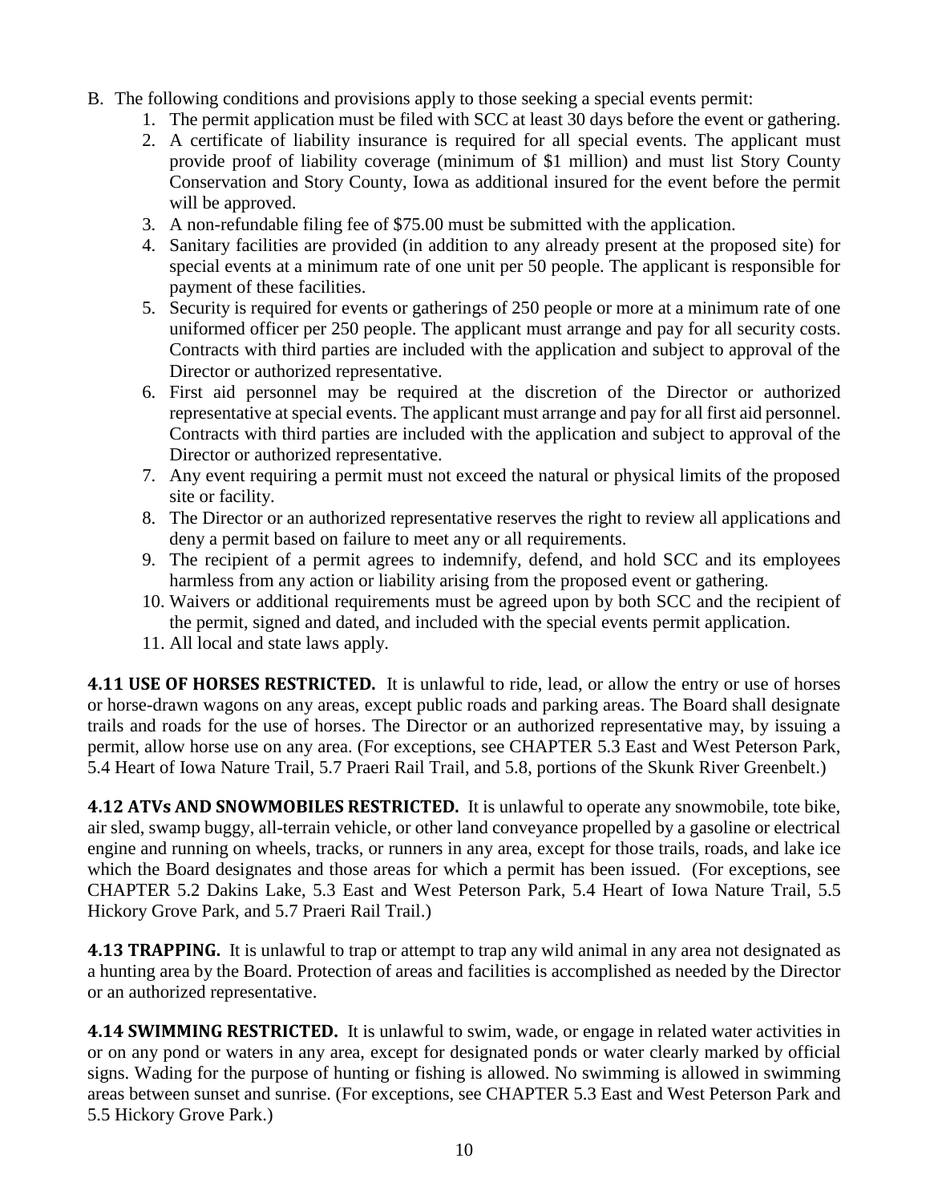B. The following conditions and provisions apply to those seeking a special events permit:

1. The permit application must be filed with SCC at least 30 days before the event or gathering.
2. A certificate of liability insurance is required for all special events. The applicant must provide proof of liability coverage (minimum of $1 million) and must list Story County Conservation and Story County, Iowa as additional insured for the event before the permit will be approved.
3. A non-refundable filing fee of $75.00 must be submitted with the application.
4. Sanitary facilities are provided (in addition to any already present at the proposed site) for special events at a minimum rate of one unit per 50 people. The applicant is responsible for payment of these facilities.
5. Security is required for events or gatherings of 250 people or more at a minimum rate of one uniformed officer per 250 people. The applicant must arrange and pay for all security costs. Contracts with third parties are included with the application and subject to approval of the Director or authorized representative.
6. First aid personnel may be required at the discretion of the Director or authorized representative at special events. The applicant must arrange and pay for all first aid personnel. Contracts with third parties are included with the application and subject to approval of the Director or authorized representative.
7. Any event requiring a permit must not exceed the natural or physical limits of the proposed site or facility.
8. The Director or an authorized representative reserves the right to review all applications and deny a permit based on failure to meet any or all requirements.
9. The recipient of a permit agrees to indemnify, defend, and hold SCC and its employees harmless from any action or liability arising from the proposed event or gathering.
10. Waivers or additional requirements must be agreed upon by both SCC and the recipient of the permit, signed and dated, and included with the special events permit application.
11. All local and state laws apply.

**4.11 USE OF HORSES RESTRICTED.** It is unlawful to ride, lead, or allow the entry or use of horses or horse-drawn wagons on any areas, except public roads and parking areas. The Board shall designate trails and roads for the use of horses. The Director or an authorized representative may, by issuing a permit, allow horse use on any area. (For exceptions, see CHAPTER 5.3 East and West Peterson Park, 5.4 Heart of Iowa Nature Trail, 5.7 Praeri Rail Trail, and 5.8, portions of the Skunk River Greenbelt.)

**4.12 ATVs AND SNOWMOBILES RESTRICTED.** It is unlawful to operate any snowmobile, tote bike, air sled, swamp buggy, all-terrain vehicle, or other land conveyance propelled by a gasoline or electrical engine and running on wheels, tracks, or runners in any area, except for those trails, roads, and lake ice which the Board designates and those areas for which a permit has been issued. (For exceptions, see CHAPTER 5.2 Dakins Lake, 5.3 East and West Peterson Park, 5.4 Heart of Iowa Nature Trail, 5.5 Hickory Grove Park, and 5.7 Praeri Rail Trail.)

**4.13 TRAPPING.** It is unlawful to trap or attempt to trap any wild animal in any area not designated as a hunting area by the Board. Protection of areas and facilities is accomplished as needed by the Director or an authorized representative.

**4.14 SWIMMING RESTRICTED.** It is unlawful to swim, wade, or engage in related water activities in or on any pond or waters in any area, except for designated ponds or water clearly marked by official signs. Wading for the purpose of hunting or fishing is allowed. No swimming is allowed in swimming areas between sunset and sunrise. (For exceptions, see CHAPTER 5.3 East and West Peterson Park and 5.5 Hickory Grove Park.)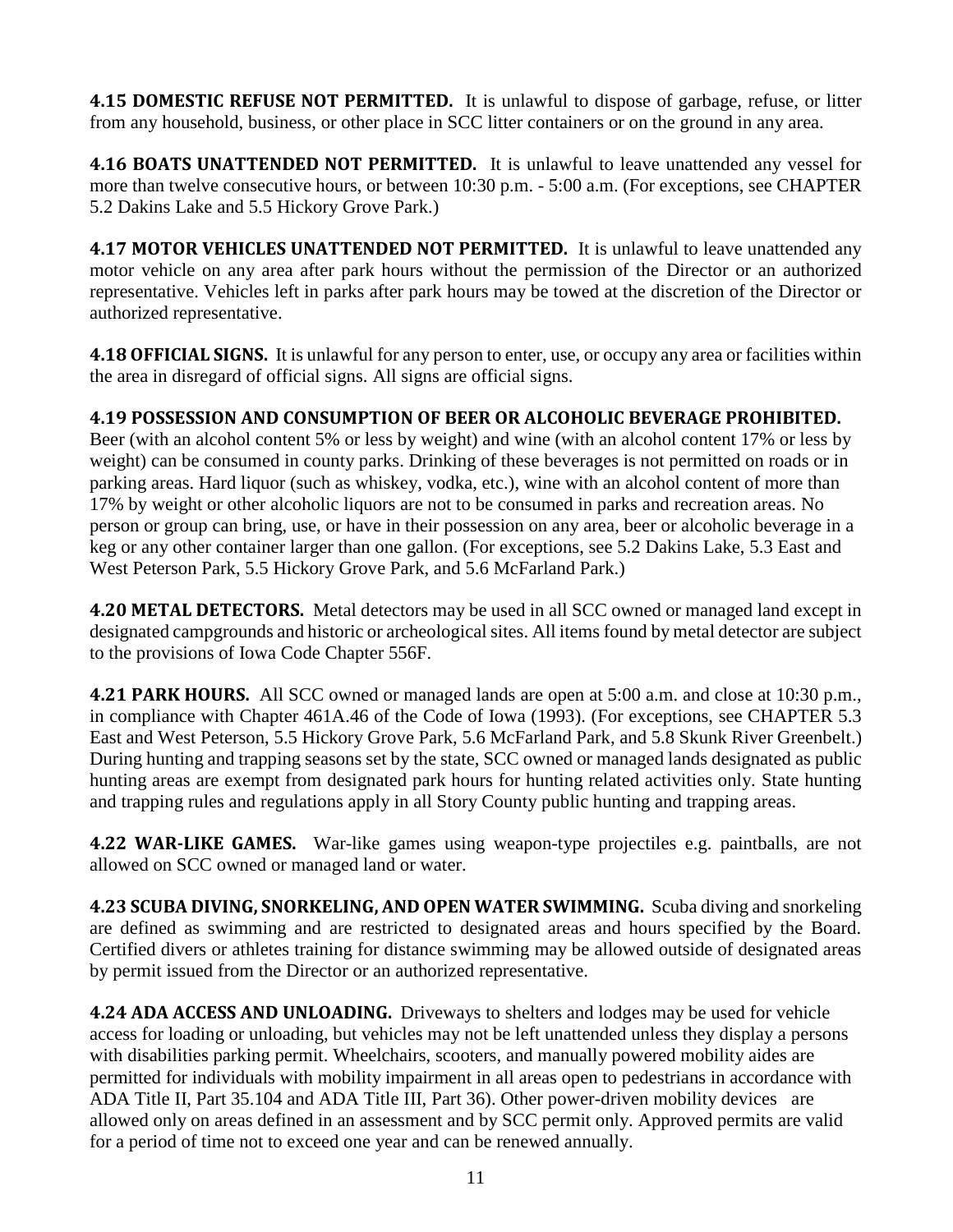**4.15 DOMESTIC REFUSE NOT PERMITTED.** It is unlawful to dispose of garbage, refuse, or litter from any household, business, or other place in SCC litter containers or on the ground in any area.

**4.16 BOATS UNATTENDED NOT PERMITTED.** It is unlawful to leave unattended any vessel for more than twelve consecutive hours, or between 10:30 p.m. - 5:00 a.m. (For exceptions, see CHAPTER 5.2 Dakins Lake and 5.5 Hickory Grove Park.)

**4.17 MOTOR VEHICLES UNATTENDED NOT PERMITTED.** It is unlawful to leave unattended any motor vehicle on any area after park hours without the permission of the Director or an authorized representative. Vehicles left in parks after park hours may be towed at the discretion of the Director or authorized representative.

**4.18 OFFICIAL SIGNS.** It is unlawful for any person to enter, use, or occupy any area or facilities within the area in disregard of official signs. All signs are official signs.

**4.19 POSSESSION AND CONSUMPTION OF BEER OR ALCOHOLIC BEVERAGE PROHIBITED.** Beer (with an alcohol content 5% or less by weight) and wine (with an alcohol content 17% or less by weight) can be consumed in county parks. Drinking of these beverages is not permitted on roads or in parking areas. Hard liquor (such as whiskey, vodka, etc.), wine with an alcohol content of more than 17% by weight or other alcoholic liquors are not to be consumed in parks and recreation areas. No person or group can bring, use, or have in their possession on any area, beer or alcoholic beverage in a keg or any other container larger than one gallon. (For exceptions, see 5.2 Dakins Lake, 5.3 East and West Peterson Park, 5.5 Hickory Grove Park, and 5.6 McFarland Park.)

**4.20 METAL DETECTORS.** Metal detectors may be used in all SCC owned or managed land except in designated campgrounds and historic or archeological sites. All items found by metal detector are subject to the provisions of Iowa Code Chapter 556F.

**4.21 PARK HOURS.** All SCC owned or managed lands are open at 5:00 a.m. and close at 10:30 p.m., in compliance with Chapter 461A.46 of the Code of Iowa (1993). (For exceptions, see CHAPTER 5.3 East and West Peterson, 5.5 Hickory Grove Park, 5.6 McFarland Park, and 5.8 Skunk River Greenbelt.) During hunting and trapping seasons set by the state, SCC owned or managed lands designated as public hunting areas are exempt from designated park hours for hunting related activities only. State hunting and trapping rules and regulations apply in all Story County public hunting and trapping areas.

**4.22 WAR-LIKE GAMES.** War-like games using weapon-type projectiles e.g. paintballs, are not allowed on SCC owned or managed land or water.

**4.23 SCUBA DIVING, SNORKELING, AND OPEN WATER SWIMMING.** Scuba diving and snorkeling are defined as swimming and are restricted to designated areas and hours specified by the Board. Certified divers or athletes training for distance swimming may be allowed outside of designated areas by permit issued from the Director or an authorized representative.

**4.24 ADA ACCESS AND UNLOADING.** Driveways to shelters and lodges may be used for vehicle access for loading or unloading, but vehicles may not be left unattended unless they display a persons with disabilities parking permit. Wheelchairs, scooters, and manually powered mobility aides are permitted for individuals with mobility impairment in all areas open to pedestrians in accordance with ADA Title II, Part 35.104 and ADA Title III, Part 36). Other power-driven mobility devices are allowed only on areas defined in an assessment and by SCC permit only. Approved permits are valid for a period of time not to exceed one year and can be renewed annually.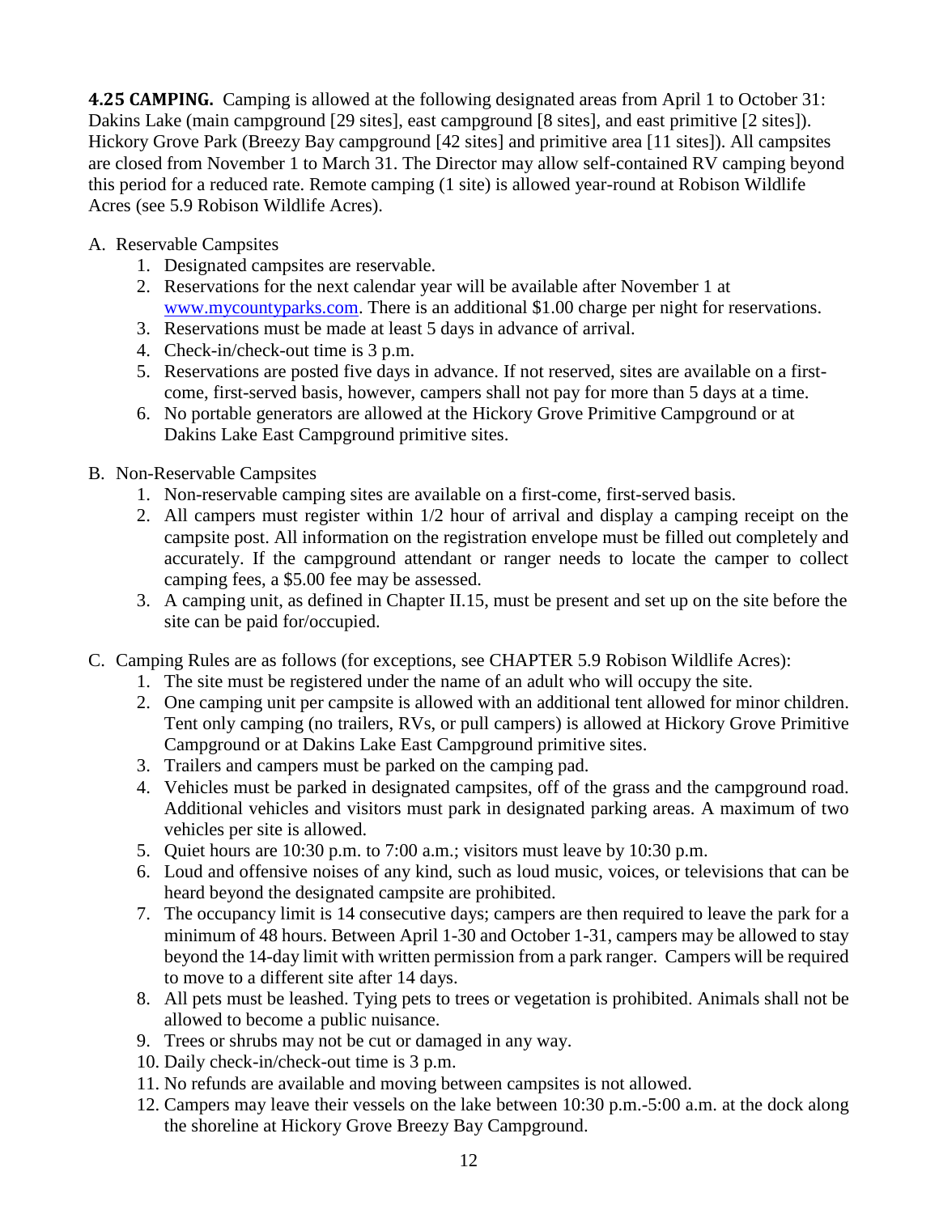**4.25 CAMPING.** Camping is allowed at the following designated areas from April 1 to October 31: Dakins Lake (main campground [29 sites], east campground [8 sites], and east primitive [2 sites]). Hickory Grove Park (Breezy Bay campground [42 sites] and primitive area [11 sites]). All campsites are closed from November 1 to March 31. The Director may allow self-contained RV camping beyond this period for a reduced rate. Remote camping (1 site) is allowed year-round at Robison Wildlife Acres (see 5.9 Robison Wildlife Acres).

A. Reservable Campsites
   1. Designated campsites are reservable.
   2. Reservations for the next calendar year will be available after November 1 at www.mycountyparks.com. There is an additional $1.00 charge per night for reservations.
   3. Reservations must be made at least 5 days in advance of arrival.
   4. Check-in/check-out time is 3 p.m.
   5. Reservations are posted five days in advance. If not reserved, sites are available on a first-come, first-served basis, however, campers shall not pay for more than 5 days at a time.
   6. No portable generators are allowed at the Hickory Grove Primitive Campground or at Dakins Lake East Campground primitive sites.

B. Non-Reservable Campsites
   1. Non-reservable camping sites are available on a first-come, first-served basis.
   2. All campers must register within 1/2 hour of arrival and display a camping receipt on the campsite post. All information on the registration envelope must be filled out completely and accurately. If the campground attendant or ranger needs to locate the camper to collect camping fees, a $5.00 fee may be assessed.
   3. A camping unit, as defined in Chapter II.15, must be present and set up on the site before the site can be paid for/occupied.

C. Camping Rules are as follows (for exceptions, see CHAPTER 5.9 Robison Wildlife Acres):
   1. The site must be registered under the name of an adult who will occupy the site.
   2. One camping unit per campsite is allowed with an additional tent allowed for minor children. Tent only camping (no trailers, RVs, or pull campers) is allowed at Hickory Grove Primitive Campground or at Dakins Lake East Campground primitive sites.
   3. Trailers and campers must be parked on the camping pad.
   4. Vehicles must be parked in designated campsites, off of the grass and the campground road. Additional vehicles and visitors must park in designated parking areas. A maximum of two vehicles per site is allowed.
   5. Quiet hours are 10:30 p.m. to 7:00 a.m.; visitors must leave by 10:30 p.m.
   6. Loud and offensive noises of any kind, such as loud music, voices, or televisions that can be heard beyond the designated campsite are prohibited.
   7. The occupancy limit is 14 consecutive days; campers are then required to leave the park for a minimum of 48 hours. Between April 1-30 and October 1-31, campers may be allowed to stay beyond the 14-day limit with written permission from a park ranger. Campers will be required to move to a different site after 14 days.
   8. All pets must be leashed. Tying pets to trees or vegetation is prohibited. Animals shall not be allowed to become a public nuisance.
   9. Trees or shrubs may not be cut or damaged in any way.
   10. Daily check-in/check-out time is 3 p.m.
   11. No refunds are available and moving between campsites is not allowed.
   12. Campers may leave their vessels on the lake between 10:30 p.m.-5:00 a.m. at the dock along the shoreline at Hickory Grove Breezy Bay Campground.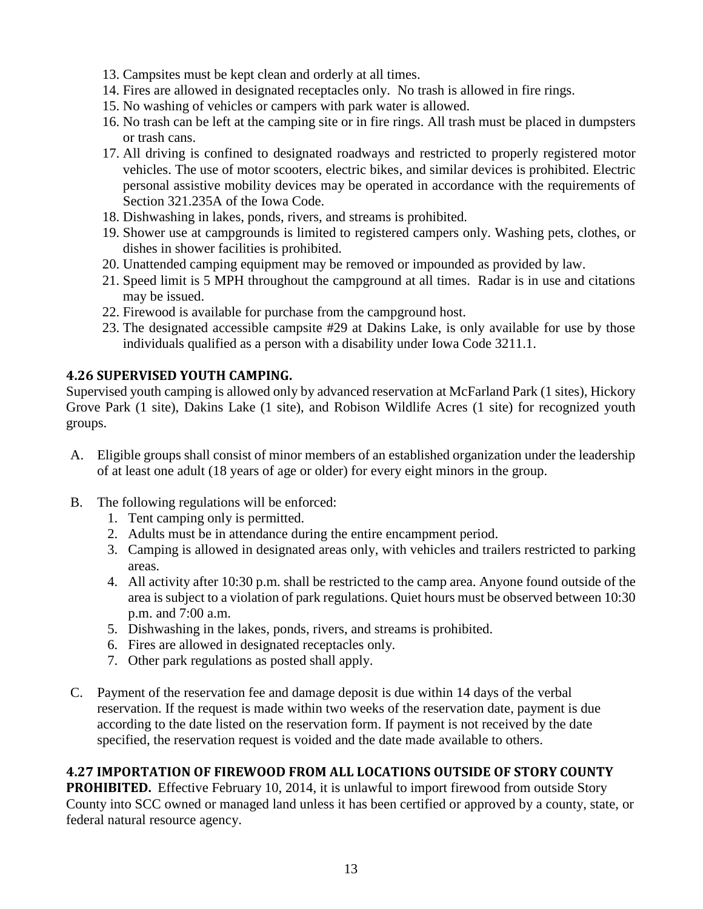13. Campsites must be kept clean and orderly at all times.
14. Fires are allowed in designated receptacles only. No trash is allowed in fire rings.
15. No washing of vehicles or campers with park water is allowed.
16. No trash can be left at the camping site or in fire rings. All trash must be placed in dumpsters or trash cans.
17. All driving is confined to designated roadways and restricted to properly registered motor vehicles. The use of motor scooters, electric bikes, and similar devices is prohibited. Electric personal assistive mobility devices may be operated in accordance with the requirements of Section 321.235A of the Iowa Code.
18. Dishwashing in lakes, ponds, rivers, and streams is prohibited.
19. Shower use at campgrounds is limited to registered campers only. Washing pets, clothes, or dishes in shower facilities is prohibited.
20. Unattended camping equipment may be removed or impounded as provided by law.
21. Speed limit is 5 MPH throughout the campground at all times. Radar is in use and citations may be issued.
22. Firewood is available for purchase from the campground host.
23. The designated accessible campsite #29 at Dakins Lake, is only available for use by those individuals qualified as a person with a disability under Iowa Code 3211.1.

### 4.26 SUPERVISED YOUTH CAMPING.

Supervised youth camping is allowed only by advanced reservation at McFarland Park (1 sites), Hickory Grove Park (1 site), Dakins Lake (1 site), and Robison Wildlife Acres (1 site) for recognized youth groups.

A. Eligible groups shall consist of minor members of an established organization under the leadership of at least one adult (18 years of age or older) for every eight minors in the group.

B. The following regulations will be enforced:
   1. Tent camping only is permitted.
   2. Adults must be in attendance during the entire encampment period.
   3. Camping is allowed in designated areas only, with vehicles and trailers restricted to parking areas.
   4. All activity after 10:30 p.m. shall be restricted to the camp area. Anyone found outside of the area is subject to a violation of park regulations. Quiet hours must be observed between 10:30 p.m. and 7:00 a.m.
   5. Dishwashing in the lakes, ponds, rivers, and streams is prohibited.
   6. Fires are allowed in designated receptacles only.
   7. Other park regulations as posted shall apply.

C. Payment of the reservation fee and damage deposit is due within 14 days of the verbal reservation. If the request is made within two weeks of the reservation date, payment is due according to the date listed on the reservation form. If payment is not received by the date specified, the reservation request is voided and the date made available to others.

### 4.27 IMPORTATION OF FIREWOOD FROM ALL LOCATIONS OUTSIDE OF STORY COUNTY PROHIBITED.

Effective February 10, 2014, it is unlawful to import firewood from outside Story County into SCC owned or managed land unless it has been certified or approved by a county, state, or federal natural resource agency.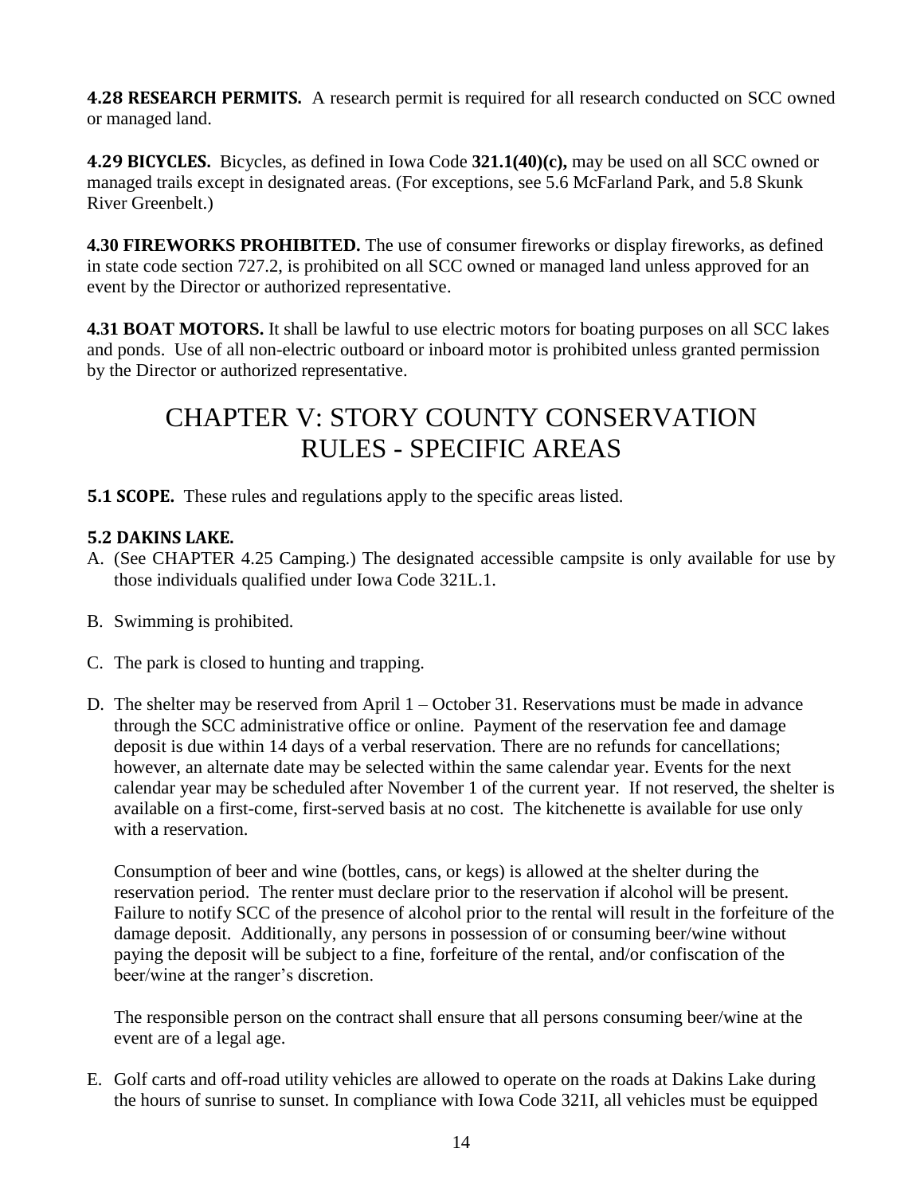**4.28 RESEARCH PERMITS.** A research permit is required for all research conducted on SCC owned or managed land.

**4.29 BICYCLES.** Bicycles, as defined in Iowa Code **321.1(40)(c),** may be used on all SCC owned or managed trails except in designated areas. (For exceptions, see 5.6 McFarland Park, and 5.8 Skunk River Greenbelt.)

**4.30 FIREWORKS PROHIBITED.** The use of consumer fireworks or display fireworks, as defined in state code section 727.2, is prohibited on all SCC owned or managed land unless approved for an event by the Director or authorized representative.

**4.31 BOAT MOTORS.** It shall be lawful to use electric motors for boating purposes on all SCC lakes and ponds. Use of all non-electric outboard or inboard motor is prohibited unless granted permission by the Director or authorized representative.

# CHAPTER V: STORY COUNTY CONSERVATION RULES - SPECIFIC AREAS

**5.1 SCOPE.** These rules and regulations apply to the specific areas listed.

**5.2 DAKINS LAKE.**

A. (See CHAPTER 4.25 Camping.) The designated accessible campsite is only available for use by those individuals qualified under Iowa Code 321L.1.

B. Swimming is prohibited.

C. The park is closed to hunting and trapping.

D. The shelter may be reserved from April 1 – October 31. Reservations must be made in advance through the SCC administrative office or online. Payment of the reservation fee and damage deposit is due within 14 days of a verbal reservation. There are no refunds for cancellations; however, an alternate date may be selected within the same calendar year. Events for the next calendar year may be scheduled after November 1 of the current year. If not reserved, the shelter is available on a first-come, first-served basis at no cost. The kitchenette is available for use only with a reservation.

   Consumption of beer and wine (bottles, cans, or kegs) is allowed at the shelter during the reservation period. The renter must declare prior to the reservation if alcohol will be present. Failure to notify SCC of the presence of alcohol prior to the rental will result in the forfeiture of the damage deposit. Additionally, any persons in possession of or consuming beer/wine without paying the deposit will be subject to a fine, forfeiture of the rental, and/or confiscation of the beer/wine at the ranger's discretion.

   The responsible person on the contract shall ensure that all persons consuming beer/wine at the event are of a legal age.

E. Golf carts and off-road utility vehicles are allowed to operate on the roads at Dakins Lake during the hours of sunrise to sunset. In compliance with Iowa Code 321I, all vehicles must be equipped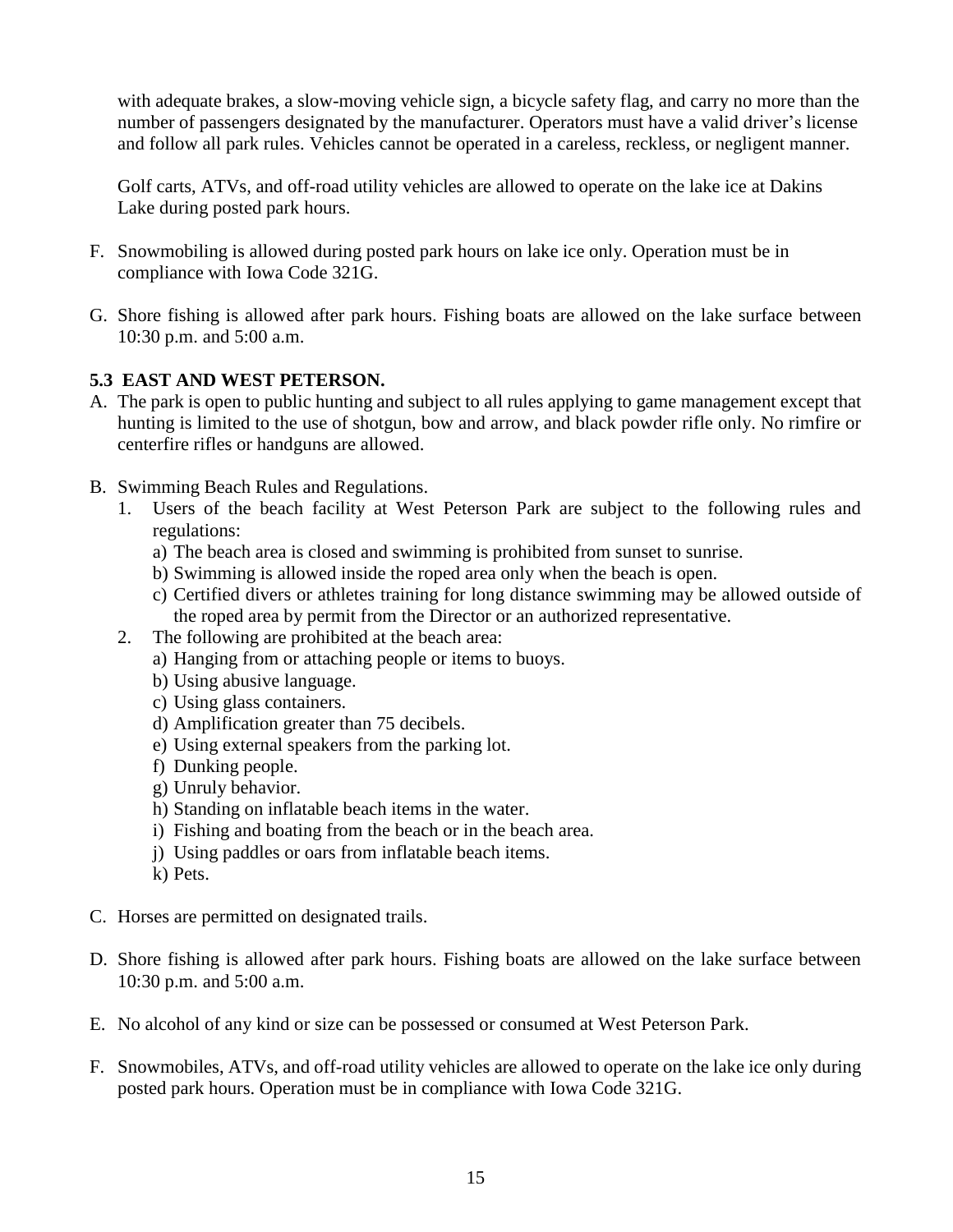with adequate brakes, a slow-moving vehicle sign, a bicycle safety flag, and carry no more than the number of passengers designated by the manufacturer. Operators must have a valid driver's license and follow all park rules. Vehicles cannot be operated in a careless, reckless, or negligent manner.

Golf carts, ATVs, and off-road utility vehicles are allowed to operate on the lake ice at Dakins Lake during posted park hours.

F. Snowmobiling is allowed during posted park hours on lake ice only. Operation must be in compliance with Iowa Code 321G.

G. Shore fishing is allowed after park hours. Fishing boats are allowed on the lake surface between 10:30 p.m. and 5:00 a.m.

**5.3 EAST AND WEST PETERSON.**

A. The park is open to public hunting and subject to all rules applying to game management except that hunting is limited to the use of shotgun, bow and arrow, and black powder rifle only. No rimfire or centerfire rifles or handguns are allowed.

B. Swimming Beach Rules and Regulations.
   1. Users of the beach facility at West Peterson Park are subject to the following rules and regulations:
      a) The beach area is closed and swimming is prohibited from sunset to sunrise.
      b) Swimming is allowed inside the roped area only when the beach is open.
      c) Certified divers or athletes training for long distance swimming may be allowed outside of the roped area by permit from the Director or an authorized representative.
   2. The following are prohibited at the beach area:
      a) Hanging from or attaching people or items to buoys.
      b) Using abusive language.
      c) Using glass containers.
      d) Amplification greater than 75 decibels.
      e) Using external speakers from the parking lot.
      f) Dunking people.
      g) Unruly behavior.
      h) Standing on inflatable beach items in the water.
      i) Fishing and boating from the beach or in the beach area.
      j) Using paddles or oars from inflatable beach items.
      k) Pets.

C. Horses are permitted on designated trails.

D. Shore fishing is allowed after park hours. Fishing boats are allowed on the lake surface between 10:30 p.m. and 5:00 a.m.

E. No alcohol of any kind or size can be possessed or consumed at West Peterson Park.

F. Snowmobiles, ATVs, and off-road utility vehicles are allowed to operate on the lake ice only during posted park hours. Operation must be in compliance with Iowa Code 321G.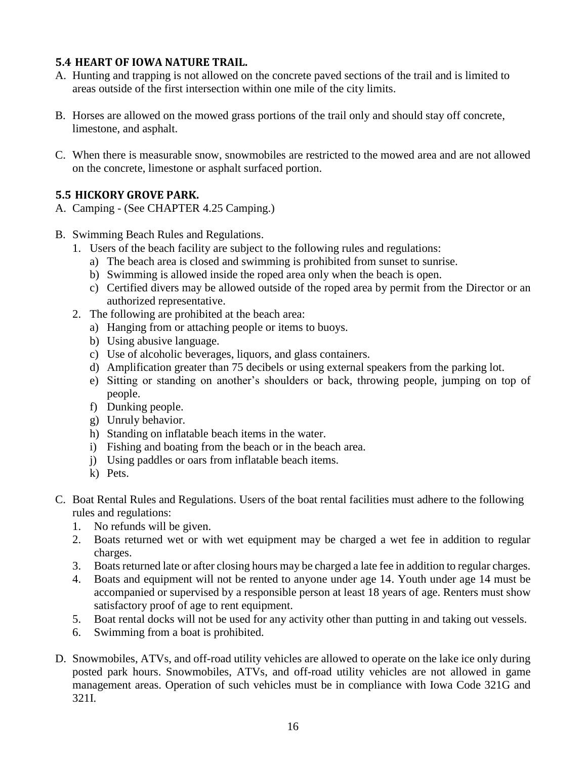### 5.4 HEART OF IOWA NATURE TRAIL.

A. Hunting and trapping is not allowed on the concrete paved sections of the trail and is limited to areas outside of the first intersection within one mile of the city limits.

B. Horses are allowed on the mowed grass portions of the trail only and should stay off concrete, limestone, and asphalt.

C. When there is measurable snow, snowmobiles are restricted to the mowed area and are not allowed on the concrete, limestone or asphalt surfaced portion.

### 5.5 HICKORY GROVE PARK.

A. Camping - (See CHAPTER 4.25 Camping.)

B. Swimming Beach Rules and Regulations.
   1. Users of the beach facility are subject to the following rules and regulations:
      a) The beach area is closed and swimming is prohibited from sunset to sunrise.
      b) Swimming is allowed inside the roped area only when the beach is open.
      c) Certified divers may be allowed outside of the roped area by permit from the Director or an authorized representative.
   2. The following are prohibited at the beach area:
      a) Hanging from or attaching people or items to buoys.
      b) Using abusive language.
      c) Use of alcoholic beverages, liquors, and glass containers.
      d) Amplification greater than 75 decibels or using external speakers from the parking lot.
      e) Sitting or standing on another's shoulders or back, throwing people, jumping on top of people.
      f) Dunking people.
      g) Unruly behavior.
      h) Standing on inflatable beach items in the water.
      i) Fishing and boating from the beach or in the beach area.
      j) Using paddles or oars from inflatable beach items.
      k) Pets.

C. Boat Rental Rules and Regulations. Users of the boat rental facilities must adhere to the following rules and regulations:
   1. No refunds will be given.
   2. Boats returned wet or with wet equipment may be charged a wet fee in addition to regular charges.
   3. Boats returned late or after closing hours may be charged a late fee in addition to regular charges.
   4. Boats and equipment will not be rented to anyone under age 14. Youth under age 14 must be accompanied or supervised by a responsible person at least 18 years of age. Renters must show satisfactory proof of age to rent equipment.
   5. Boat rental docks will not be used for any activity other than putting in and taking out vessels.
   6. Swimming from a boat is prohibited.

D. Snowmobiles, ATVs, and off-road utility vehicles are allowed to operate on the lake ice only during posted park hours. Snowmobiles, ATVs, and off-road utility vehicles are not allowed in game management areas. Operation of such vehicles must be in compliance with Iowa Code 321G and 321I.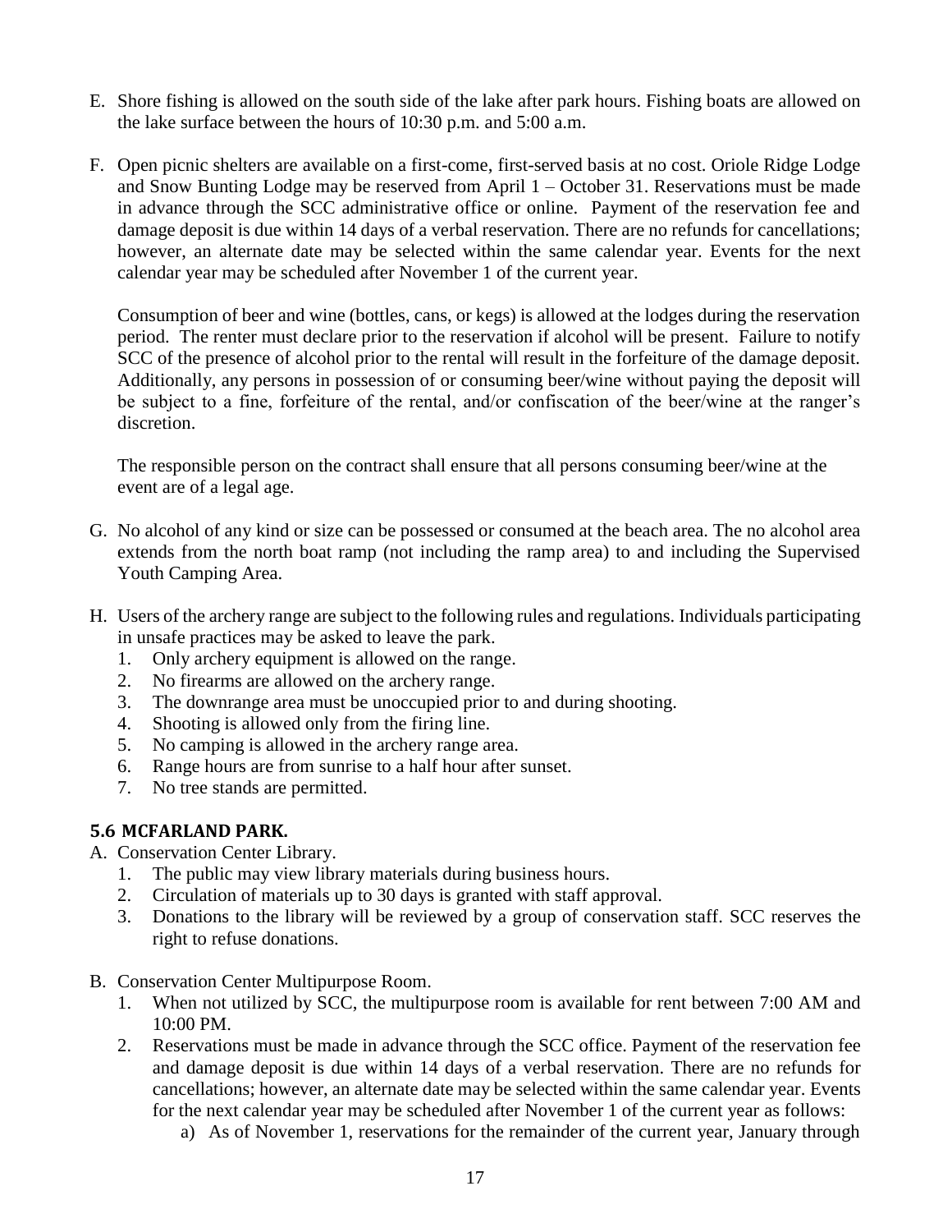E. Shore fishing is allowed on the south side of the lake after park hours. Fishing boats are allowed on the lake surface between the hours of 10:30 p.m. and 5:00 a.m.

F. Open picnic shelters are available on a first-come, first-served basis at no cost. Oriole Ridge Lodge and Snow Bunting Lodge may be reserved from April 1 – October 31. Reservations must be made in advance through the SCC administrative office or online. Payment of the reservation fee and damage deposit is due within 14 days of a verbal reservation. There are no refunds for cancellations; however, an alternate date may be selected within the same calendar year. Events for the next calendar year may be scheduled after November 1 of the current year.

   Consumption of beer and wine (bottles, cans, or kegs) is allowed at the lodges during the reservation period. The renter must declare prior to the reservation if alcohol will be present. Failure to notify SCC of the presence of alcohol prior to the rental will result in the forfeiture of the damage deposit. Additionally, any persons in possession of or consuming beer/wine without paying the deposit will be subject to a fine, forfeiture of the rental, and/or confiscation of the beer/wine at the ranger's discretion.

   The responsible person on the contract shall ensure that all persons consuming beer/wine at the event are of a legal age.

G. No alcohol of any kind or size can be possessed or consumed at the beach area. The no alcohol area extends from the north boat ramp (not including the ramp area) to and including the Supervised Youth Camping Area.

H. Users of the archery range are subject to the following rules and regulations. Individuals participating in unsafe practices may be asked to leave the park.
   1. Only archery equipment is allowed on the range.
   2. No firearms are allowed on the archery range.
   3. The downrange area must be unoccupied prior to and during shooting.
   4. Shooting is allowed only from the firing line.
   5. No camping is allowed in the archery range area.
   6. Range hours are from sunrise to a half hour after sunset.
   7. No tree stands are permitted.

### 5.6 MCFARLAND PARK.

A. Conservation Center Library.
   1. The public may view library materials during business hours.
   2. Circulation of materials up to 30 days is granted with staff approval.
   3. Donations to the library will be reviewed by a group of conservation staff. SCC reserves the right to refuse donations.

B. Conservation Center Multipurpose Room.
   1. When not utilized by SCC, the multipurpose room is available for rent between 7:00 AM and 10:00 PM.
   2. Reservations must be made in advance through the SCC office. Payment of the reservation fee and damage deposit is due within 14 days of a verbal reservation. There are no refunds for cancellations; however, an alternate date may be selected within the same calendar year. Events for the next calendar year may be scheduled after November 1 of the current year as follows:
      a) As of November 1, reservations for the remainder of the current year, January through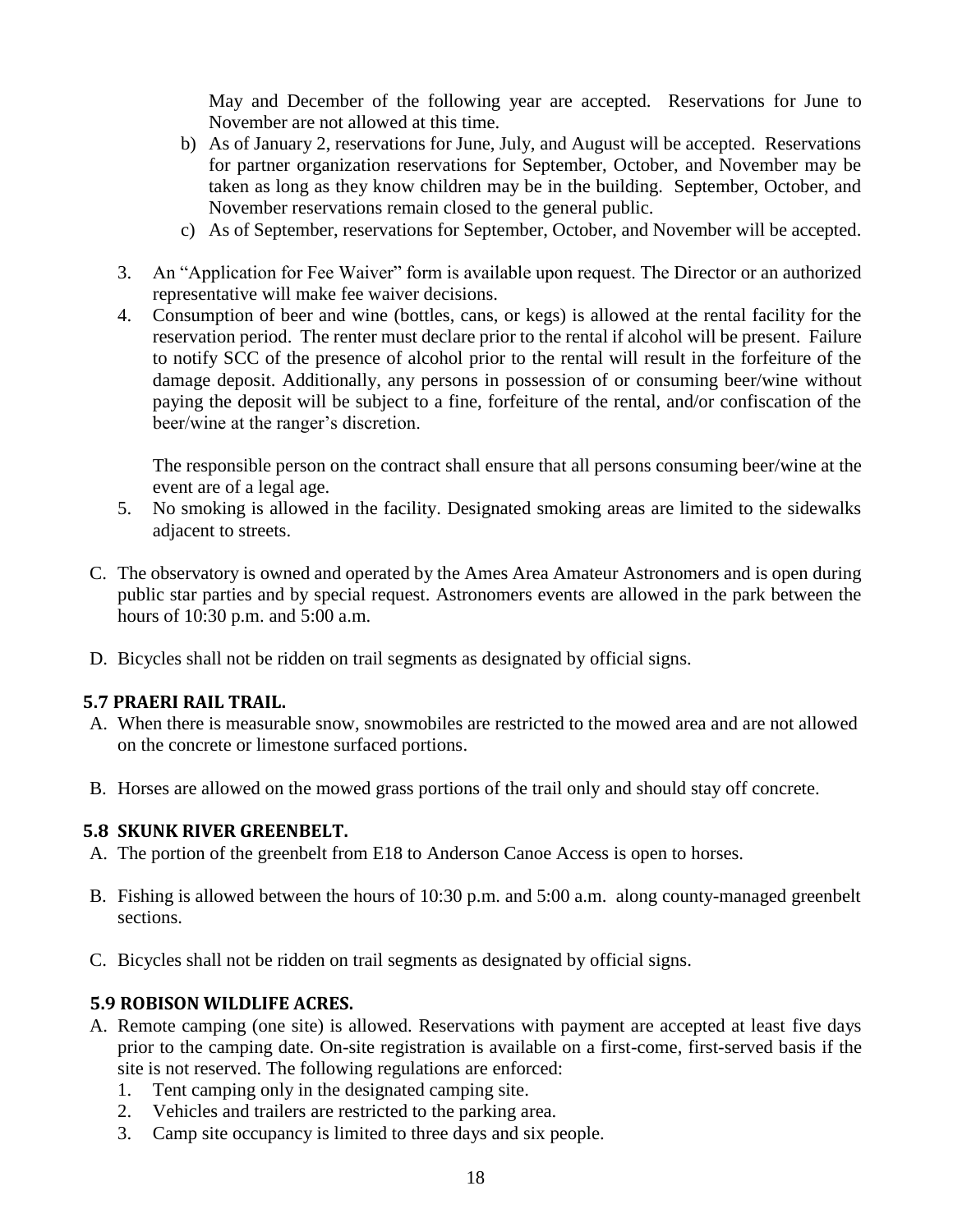May and December of the following year are accepted. Reservations for June to November are not allowed at this time.

   b) As of January 2, reservations for June, July, and August will be accepted. Reservations for partner organization reservations for September, October, and November may be taken as long as they know children may be in the building. September, October, and November reservations remain closed to the general public.
   c) As of September, reservations for September, October, and November will be accepted.

3. An "Application for Fee Waiver" form is available upon request. The Director or an authorized representative will make fee waiver decisions.
4. Consumption of beer and wine (bottles, cans, or kegs) is allowed at the rental facility for the reservation period. The renter must declare prior to the rental if alcohol will be present. Failure to notify SCC of the presence of alcohol prior to the rental will result in the forfeiture of the damage deposit. Additionally, any persons in possession of or consuming beer/wine without paying the deposit will be subject to a fine, forfeiture of the rental, and/or confiscation of the beer/wine at the ranger's discretion.

   The responsible person on the contract shall ensure that all persons consuming beer/wine at the event are of a legal age.
5. No smoking is allowed in the facility. Designated smoking areas are limited to the sidewalks adjacent to streets.

C. The observatory is owned and operated by the Ames Area Amateur Astronomers and is open during public star parties and by special request. Astronomers events are allowed in the park between the hours of 10:30 p.m. and 5:00 a.m.

D. Bicycles shall not be ridden on trail segments as designated by official signs.

### 5.7 PRAERI RAIL TRAIL.

A. When there is measurable snow, snowmobiles are restricted to the mowed area and are not allowed on the concrete or limestone surfaced portions.

B. Horses are allowed on the mowed grass portions of the trail only and should stay off concrete.

### 5.8 SKUNK RIVER GREENBELT.

A. The portion of the greenbelt from E18 to Anderson Canoe Access is open to horses.

B. Fishing is allowed between the hours of 10:30 p.m. and 5:00 a.m. along county-managed greenbelt sections.

C. Bicycles shall not be ridden on trail segments as designated by official signs.

### 5.9 ROBISON WILDLIFE ACRES.

A. Remote camping (one site) is allowed. Reservations with payment are accepted at least five days prior to the camping date. On-site registration is available on a first-come, first-served basis if the site is not reserved. The following regulations are enforced:
   1. Tent camping only in the designated camping site.
   2. Vehicles and trailers are restricted to the parking area.
   3. Camp site occupancy is limited to three days and six people.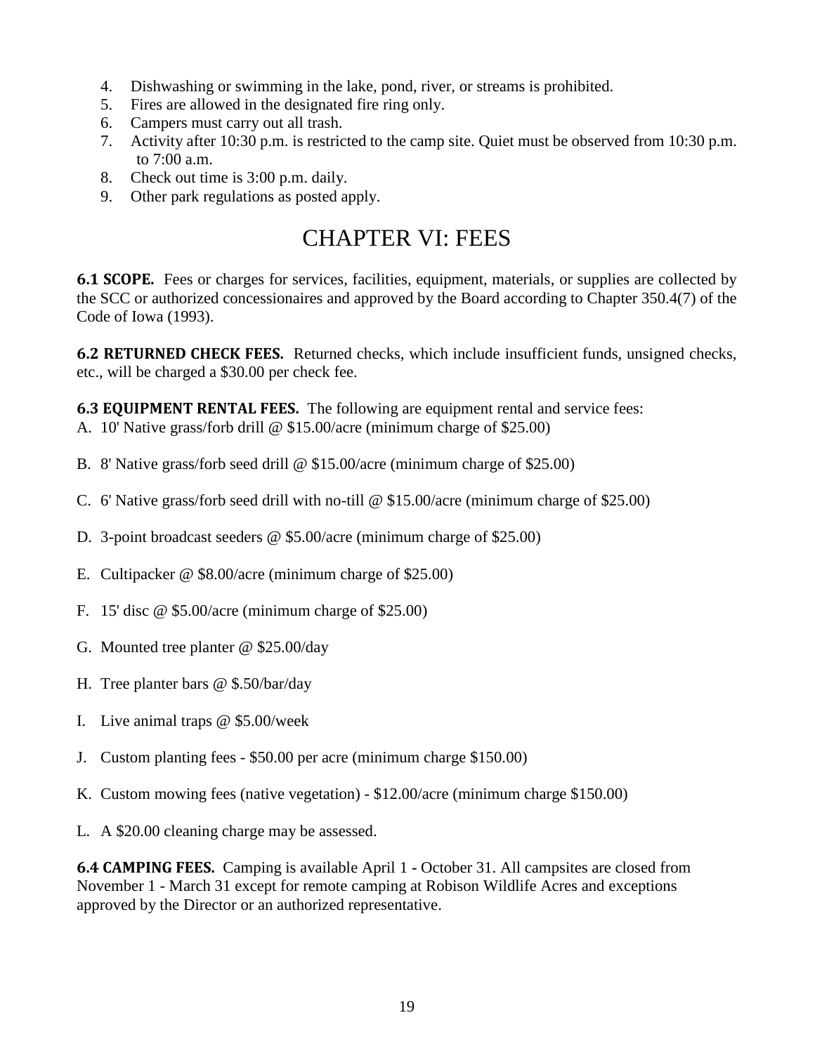4. Dishwashing or swimming in the lake, pond, river, or streams is prohibited.
5. Fires are allowed in the designated fire ring only.
6. Campers must carry out all trash.
7. Activity after 10:30 p.m. is restricted to the camp site. Quiet must be observed from 10:30 p.m. to 7:00 a.m.
8. Check out time is 3:00 p.m. daily.
9. Other park regulations as posted apply.

# CHAPTER VI: FEES

**6.1 SCOPE.** Fees or charges for services, facilities, equipment, materials, or supplies are collected by the SCC or authorized concessionaires and approved by the Board according to Chapter 350.4(7) of the Code of Iowa (1993).

**6.2 RETURNED CHECK FEES.** Returned checks, which include insufficient funds, unsigned checks, etc., will be charged a $30.00 per check fee.

**6.3 EQUIPMENT RENTAL FEES.** The following are equipment rental and service fees:

A. 10' Native grass/forb drill @ $15.00/acre (minimum charge of $25.00)

B. 8' Native grass/forb seed drill @ $15.00/acre (minimum charge of $25.00)

C. 6' Native grass/forb seed drill with no-till @ $15.00/acre (minimum charge of $25.00)

D. 3-point broadcast seeders @ $5.00/acre (minimum charge of $25.00)

E. Cultipacker @ $8.00/acre (minimum charge of $25.00)

F. 15' disc @ $5.00/acre (minimum charge of $25.00)

G. Mounted tree planter @ $25.00/day

H. Tree planter bars @ $.50/bar/day

I. Live animal traps @ $5.00/week

J. Custom planting fees - $50.00 per acre (minimum charge $150.00)

K. Custom mowing fees (native vegetation) - $12.00/acre (minimum charge $150.00)

L. A $20.00 cleaning charge may be assessed.

**6.4 CAMPING FEES.** Camping is available April 1 - October 31. All campsites are closed from November 1 - March 31 except for remote camping at Robison Wildlife Acres and exceptions approved by the Director or an authorized representative.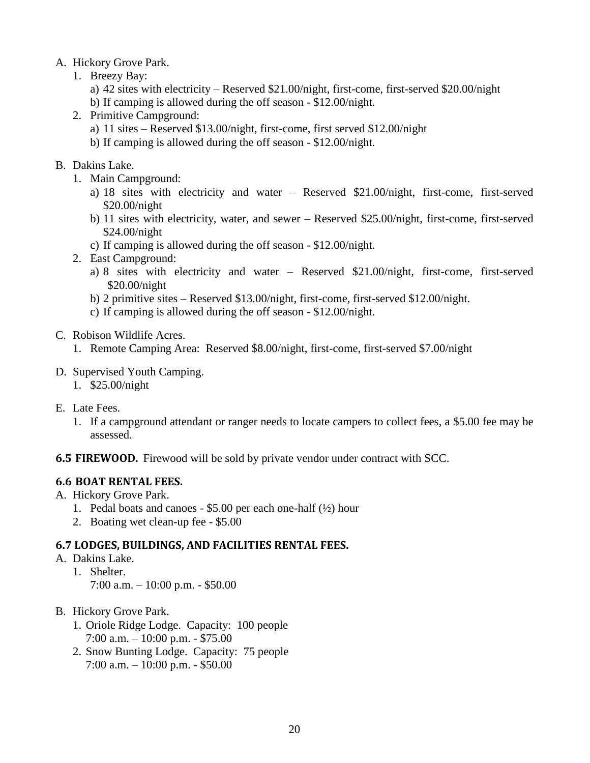A. Hickory Grove Park.
   1. Breezy Bay:
      a) 42 sites with electricity – Reserved $21.00/night, first-come, first-served $20.00/night
      b) If camping is allowed during the off season - $12.00/night.
   2. Primitive Campground:
      a) 11 sites – Reserved $13.00/night, first-come, first served $12.00/night
      b) If camping is allowed during the off season - $12.00/night.

B. Dakins Lake.
   1. Main Campground:
      a) 18 sites with electricity and water – Reserved $21.00/night, first-come, first-served $20.00/night
      b) 11 sites with electricity, water, and sewer – Reserved $25.00/night, first-come, first-served $24.00/night
      c) If camping is allowed during the off season - $12.00/night.
   2. East Campground:
      a) 8 sites with electricity and water – Reserved $21.00/night, first-come, first-served $20.00/night
      b) 2 primitive sites – Reserved $13.00/night, first-come, first-served $12.00/night.
      c) If camping is allowed during the off season - $12.00/night.

C. Robison Wildlife Acres.
   1. Remote Camping Area: Reserved $8.00/night, first-come, first-served $7.00/night

D. Supervised Youth Camping.
   1. $25.00/night

E. Late Fees.
   1. If a campground attendant or ranger needs to locate campers to collect fees, a $5.00 fee may be assessed.

**6.5 FIREWOOD.** Firewood will be sold by private vendor under contract with SCC.

### 6.6 BOAT RENTAL FEES.

A. Hickory Grove Park.
   1. Pedal boats and canoes - $5.00 per each one-half (½) hour
   2. Boating wet clean-up fee - $5.00

### 6.7 LODGES, BUILDINGS, AND FACILITIES RENTAL FEES.

A. Dakins Lake.
   1. Shelter.
      7:00 a.m. – 10:00 p.m. - $50.00

B. Hickory Grove Park.
   1. Oriole Ridge Lodge. Capacity: 100 people
      7:00 a.m. – 10:00 p.m. - $75.00
   2. Snow Bunting Lodge. Capacity: 75 people
      7:00 a.m. – 10:00 p.m. - $50.00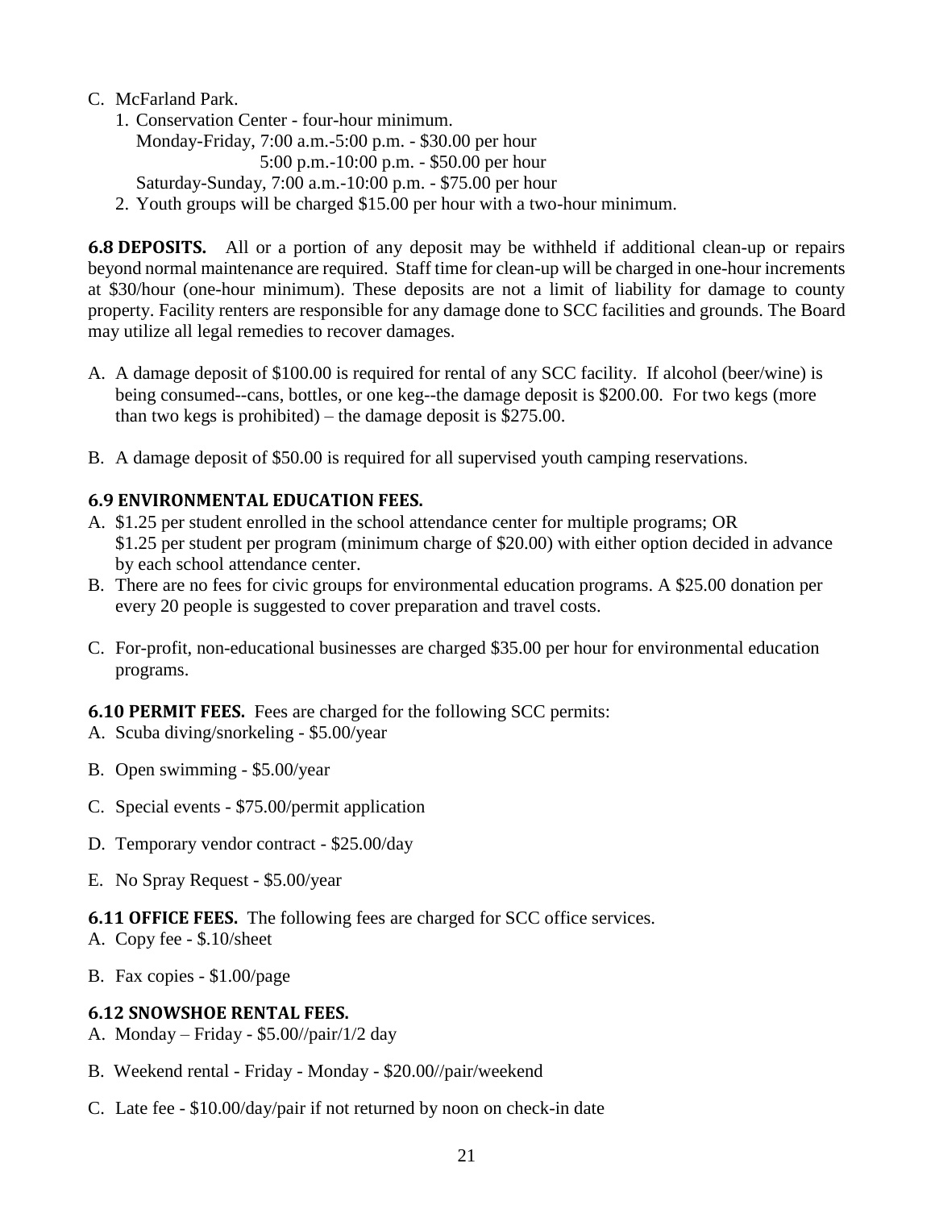C. McFarland Park.
   1. Conservation Center - four-hour minimum.
      Monday-Friday, 7:00 a.m.-5:00 p.m. - $30.00 per hour
      5:00 p.m.-10:00 p.m. - $50.00 per hour
      Saturday-Sunday, 7:00 a.m.-10:00 p.m. - $75.00 per hour
   2. Youth groups will be charged $15.00 per hour with a two-hour minimum.

**6.8 DEPOSITS.** All or a portion of any deposit may be withheld if additional clean-up or repairs beyond normal maintenance are required. Staff time for clean-up will be charged in one-hour increments at $30/hour (one-hour minimum). These deposits are not a limit of liability for damage to county property. Facility renters are responsible for any damage done to SCC facilities and grounds. The Board may utilize all legal remedies to recover damages.

A. A damage deposit of $100.00 is required for rental of any SCC facility. If alcohol (beer/wine) is being consumed--cans, bottles, or one keg--the damage deposit is $200.00. For two kegs (more than two kegs is prohibited) – the damage deposit is $275.00.

B. A damage deposit of $50.00 is required for all supervised youth camping reservations.

**6.9 ENVIRONMENTAL EDUCATION FEES.**

A. $1.25 per student enrolled in the school attendance center for multiple programs; OR $1.25 per student per program (minimum charge of $20.00) with either option decided in advance by each school attendance center.
B. There are no fees for civic groups for environmental education programs. A $25.00 donation per every 20 people is suggested to cover preparation and travel costs.

C. For-profit, non-educational businesses are charged $35.00 per hour for environmental education programs.

**6.10 PERMIT FEES.** Fees are charged for the following SCC permits:

A. Scuba diving/snorkeling - $5.00/year

B. Open swimming - $5.00/year

C. Special events - $75.00/permit application

D. Temporary vendor contract - $25.00/day

E. No Spray Request - $5.00/year

**6.11 OFFICE FEES.** The following fees are charged for SCC office services.

A. Copy fee - $.10/sheet

B. Fax copies - $1.00/page

**6.12 SNOWSHOE RENTAL FEES.**

A. Monday – Friday - $5.00//pair/1/2 day

B. Weekend rental - Friday - Monday - $20.00//pair/weekend

C. Late fee - $10.00/day/pair if not returned by noon on check-in date